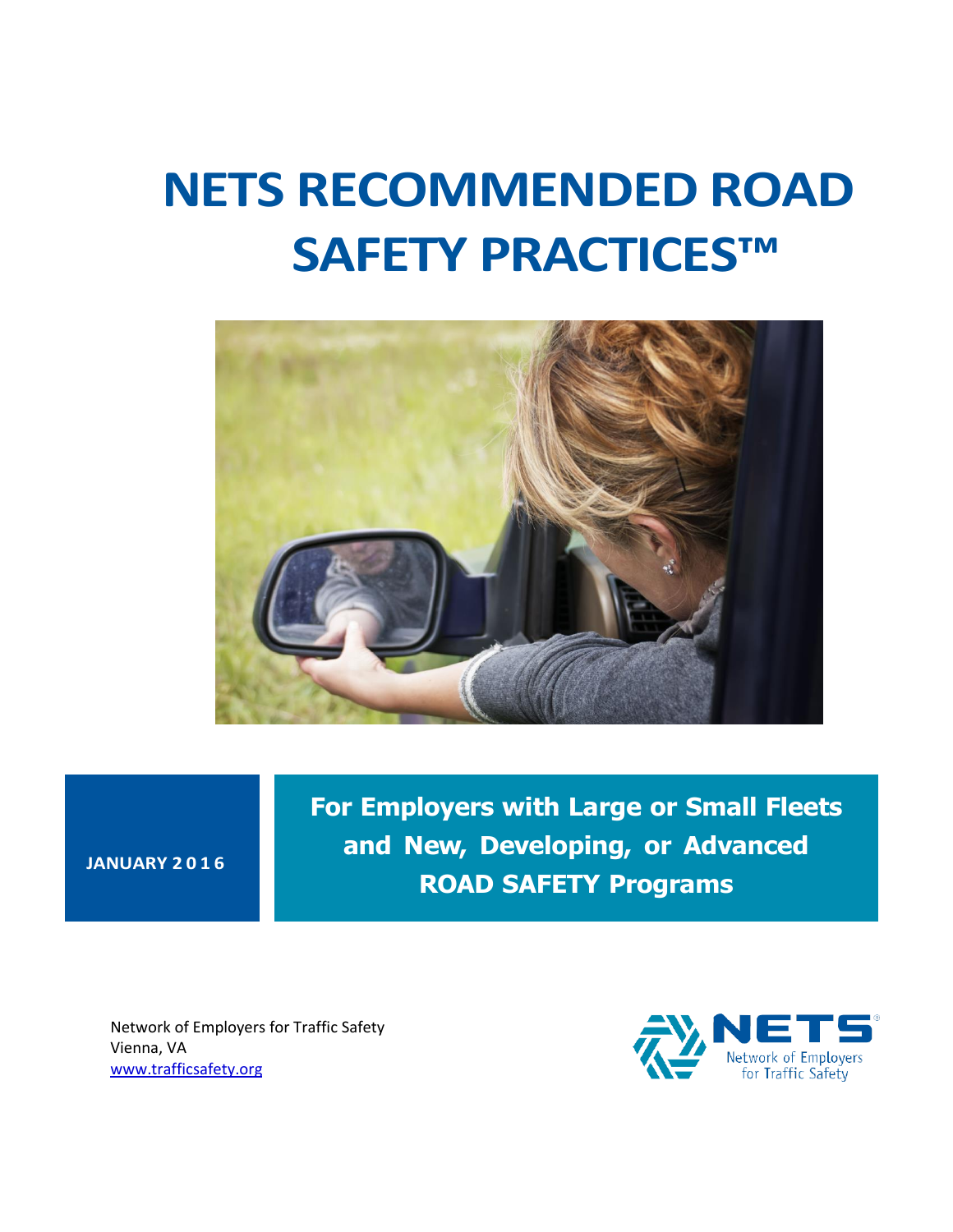# NETS RECOMMENDED ROAD SAFETY PRACTICES™

JANUARY 2016

**For Employers with Large or Small Fleets and New, Developing, or Advanced ROAD SAFETY Programs**

Network of Employers for Traffic Safety
Vienna, VA
www.trafficsafety.org

NETS
Network of Employers for Traffic Safety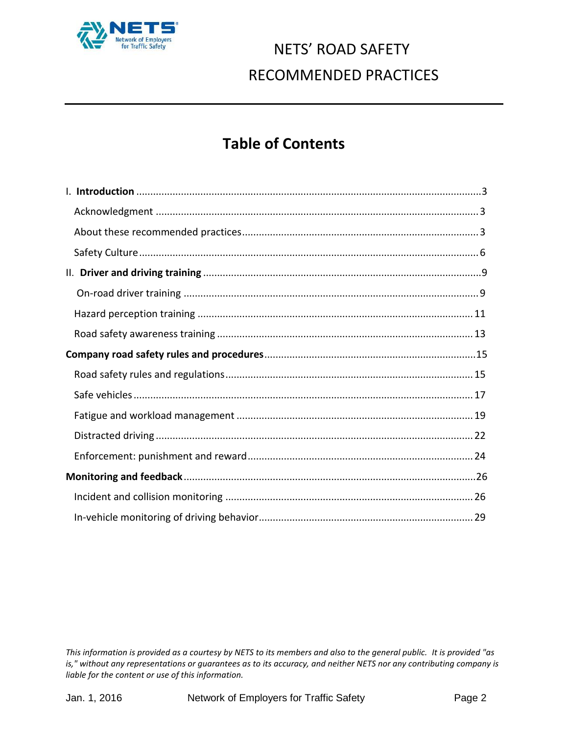# NETS' ROAD SAFETY RECOMMENDED PRACTICES

## Table of Contents

I. **Introduction** .......... 3

- Acknowledgment .......... 3
- About these recommended practices .......... 3
- Safety Culture .......... 6

II. **Driver and driving training** .......... 9

- On-road driver training .......... 9
- Hazard perception training .......... 11
- Road safety awareness training .......... 13

**Company road safety rules and procedures** .......... 15

- Road safety rules and regulations .......... 15
- Safe vehicles .......... 17
- Fatigue and workload management .......... 19
- Distracted driving .......... 22
- Enforcement: punishment and reward .......... 24

**Monitoring and feedback** .......... 26

- Incident and collision monitoring .......... 26
- In-vehicle monitoring of driving behavior .......... 29

*This information is provided as a courtesy by NETS to its members and also to the general public. It is provided "as is," without any representations or guarantees as to its accuracy, and neither NETS nor any contributing company is liable for the content or use of this information.*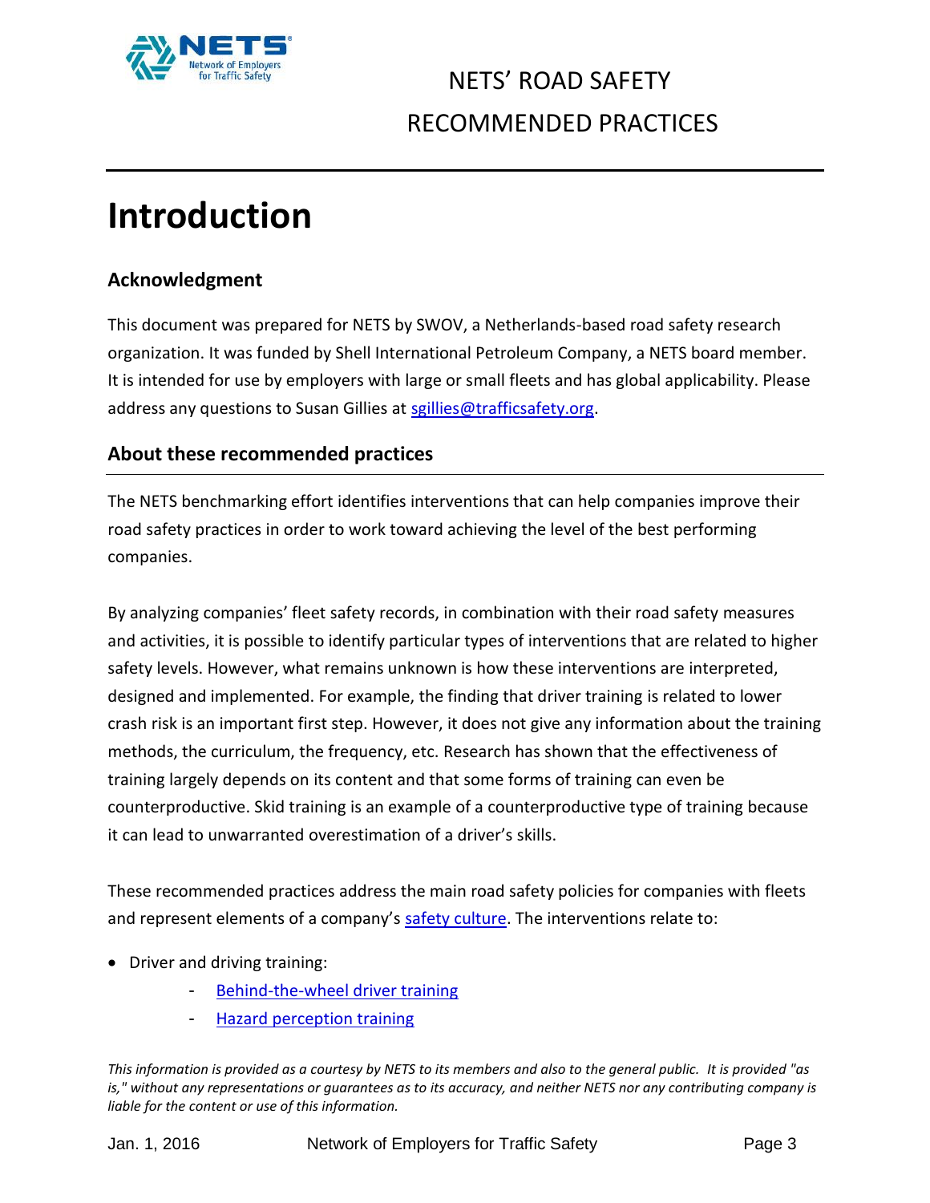# Introduction

## Acknowledgment

This document was prepared for NETS by SWOV, a Netherlands-based road safety research organization. It was funded by Shell International Petroleum Company, a NETS board member. It is intended for use by employers with large or small fleets and has global applicability. Please address any questions to Susan Gillies at sgillies@trafficsafety.org.

## About these recommended practices

The NETS benchmarking effort identifies interventions that can help companies improve their road safety practices in order to work toward achieving the level of the best performing companies.

By analyzing companies' fleet safety records, in combination with their road safety measures and activities, it is possible to identify particular types of interventions that are related to higher safety levels. However, what remains unknown is how these interventions are interpreted, designed and implemented. For example, the finding that driver training is related to lower crash risk is an important first step. However, it does not give any information about the training methods, the curriculum, the frequency, etc. Research has shown that the effectiveness of training largely depends on its content and that some forms of training can even be counterproductive. Skid training is an example of a counterproductive type of training because it can lead to unwarranted overestimation of a driver's skills.

These recommended practices address the main road safety policies for companies with fleets and represent elements of a company's safety culture. The interventions relate to:

- Driver and driving training:
  - Behind-the-wheel driver training
  - Hazard perception training

*This information is provided as a courtesy by NETS to its members and also to the general public. It is provided "as is," without any representations or guarantees as to its accuracy, and neither NETS nor any contributing company is liable for the content or use of this information.*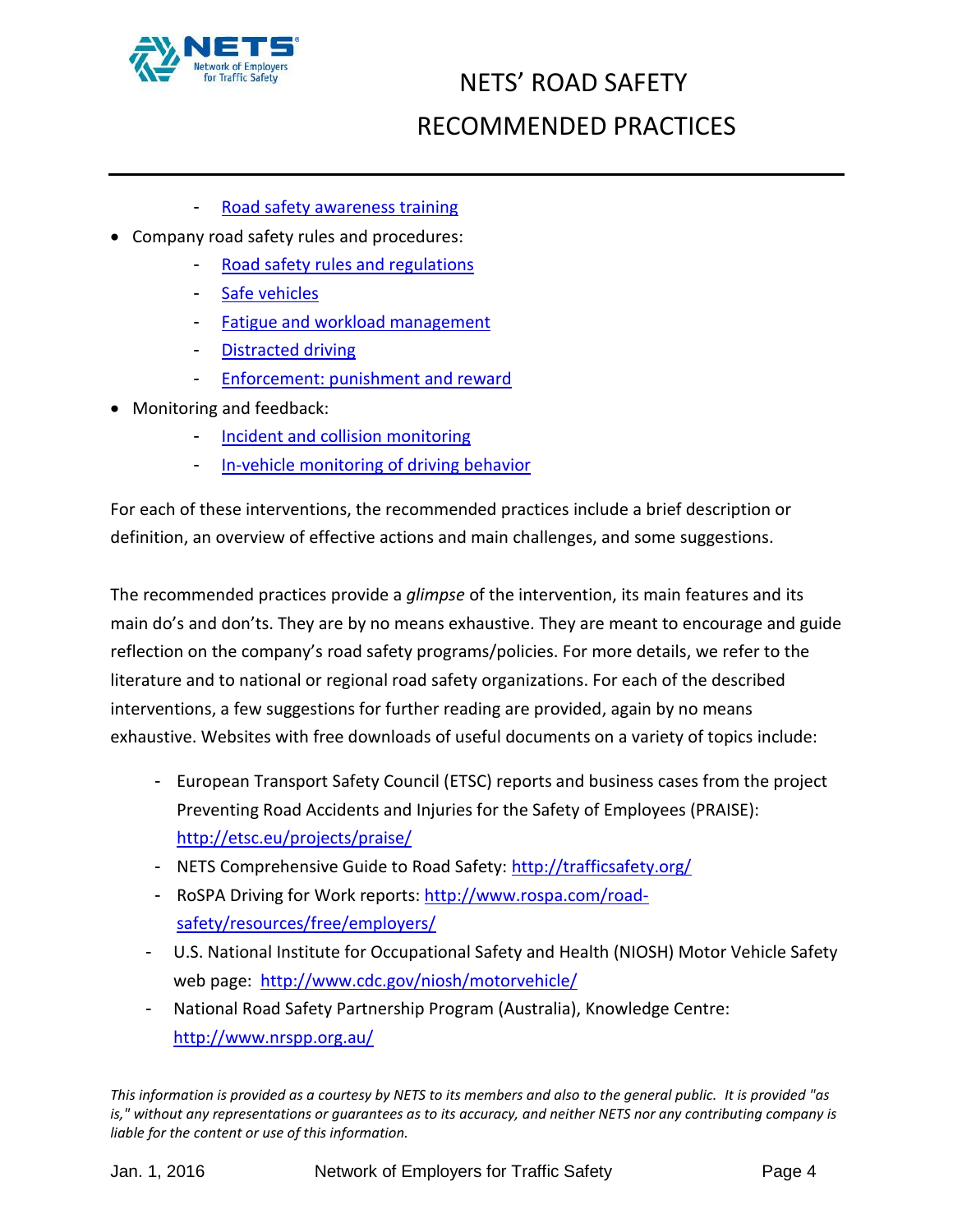- [Road safety awareness training]
- Company road safety rules and procedures:
  - [Road safety rules and regulations]
  - [Safe vehicles]
  - [Fatigue and workload management]
  - [Distracted driving]
  - [Enforcement: punishment and reward]
- Monitoring and feedback:
  - [Incident and collision monitoring]
  - [In-vehicle monitoring of driving behavior]

For each of these interventions, the recommended practices include a brief description or definition, an overview of effective actions and main challenges, and some suggestions.

The recommended practices provide a *glimpse* of the intervention, its main features and its main do's and don'ts. They are by no means exhaustive. They are meant to encourage and guide reflection on the company's road safety programs/policies. For more details, we refer to the literature and to national or regional road safety organizations. For each of the described interventions, a few suggestions for further reading are provided, again by no means exhaustive. Websites with free downloads of useful documents on a variety of topics include:

- European Transport Safety Council (ETSC) reports and business cases from the project Preventing Road Accidents and Injuries for the Safety of Employees (PRAISE): http://etsc.eu/projects/praise/
- NETS Comprehensive Guide to Road Safety: http://trafficsafety.org/
- RoSPA Driving for Work reports: http://www.rospa.com/road-safety/resources/free/employers/
- U.S. National Institute for Occupational Safety and Health (NIOSH) Motor Vehicle Safety web page: http://www.cdc.gov/niosh/motorvehicle/
- National Road Safety Partnership Program (Australia), Knowledge Centre: http://www.nrspp.org.au/

*This information is provided as a courtesy by NETS to its members and also to the general public. It is provided "as is," without any representations or guarantees as to its accuracy, and neither NETS nor any contributing company is liable for the content or use of this information.*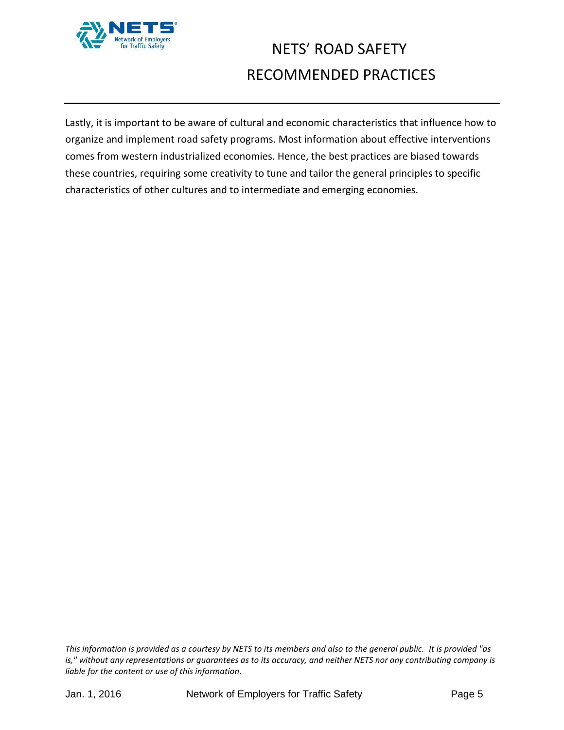Lastly, it is important to be aware of cultural and economic characteristics that influence how to organize and implement road safety programs. Most information about effective interventions comes from western industrialized economies. Hence, the best practices are biased towards these countries, requiring some creativity to tune and tailor the general principles to specific characteristics of other cultures and to intermediate and emerging economies.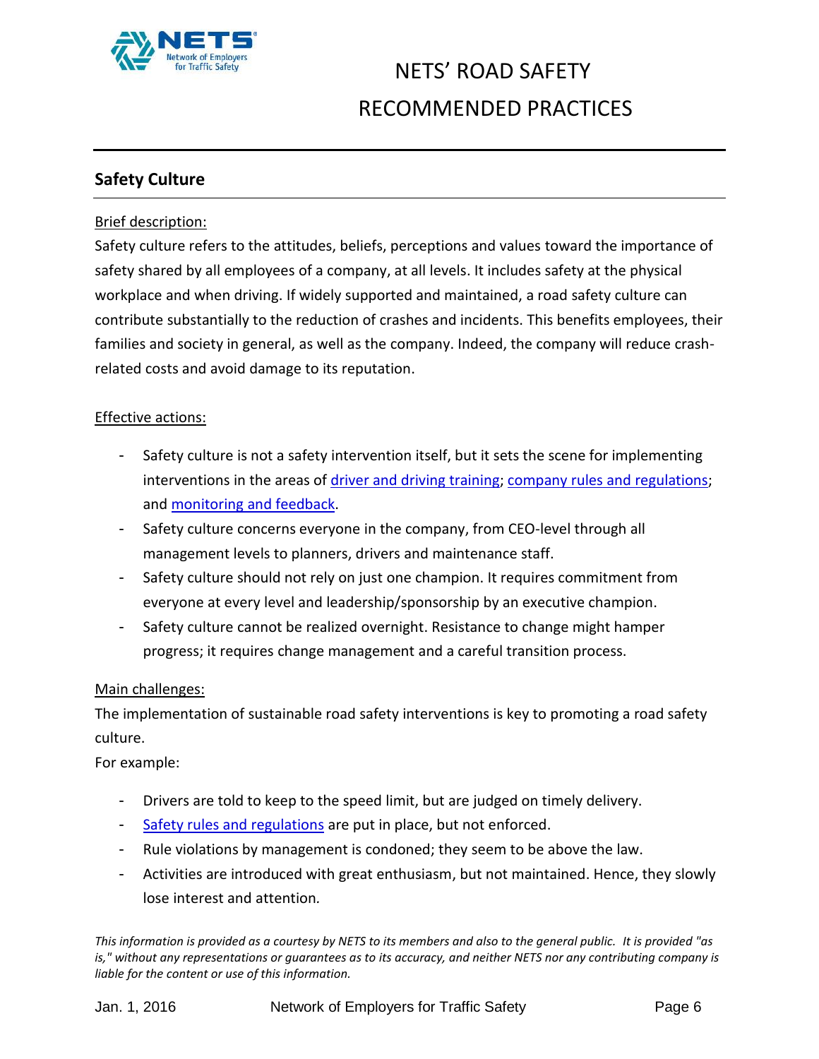## Safety Culture

Brief description:

Safety culture refers to the attitudes, beliefs, perceptions and values toward the importance of safety shared by all employees of a company, at all levels. It includes safety at the physical workplace and when driving. If widely supported and maintained, a road safety culture can contribute substantially to the reduction of crashes and incidents. This benefits employees, their families and society in general, as well as the company. Indeed, the company will reduce crash-related costs and avoid damage to its reputation.

Effective actions:

- Safety culture is not a safety intervention itself, but it sets the scene for implementing interventions in the areas of driver and driving training; company rules and regulations; and monitoring and feedback.
- Safety culture concerns everyone in the company, from CEO-level through all management levels to planners, drivers and maintenance staff.
- Safety culture should not rely on just one champion. It requires commitment from everyone at every level and leadership/sponsorship by an executive champion.
- Safety culture cannot be realized overnight. Resistance to change might hamper progress; it requires change management and a careful transition process.

Main challenges:

The implementation of sustainable road safety interventions is key to promoting a road safety culture.

For example:

- Drivers are told to keep to the speed limit, but are judged on timely delivery.
- Safety rules and regulations are put in place, but not enforced.
- Rule violations by management is condoned; they seem to be above the law.
- Activities are introduced with great enthusiasm, but not maintained. Hence, they slowly lose interest and attention.

*This information is provided as a courtesy by NETS to its members and also to the general public. It is provided "as is," without any representations or guarantees as to its accuracy, and neither NETS nor any contributing company is liable for the content or use of this information.*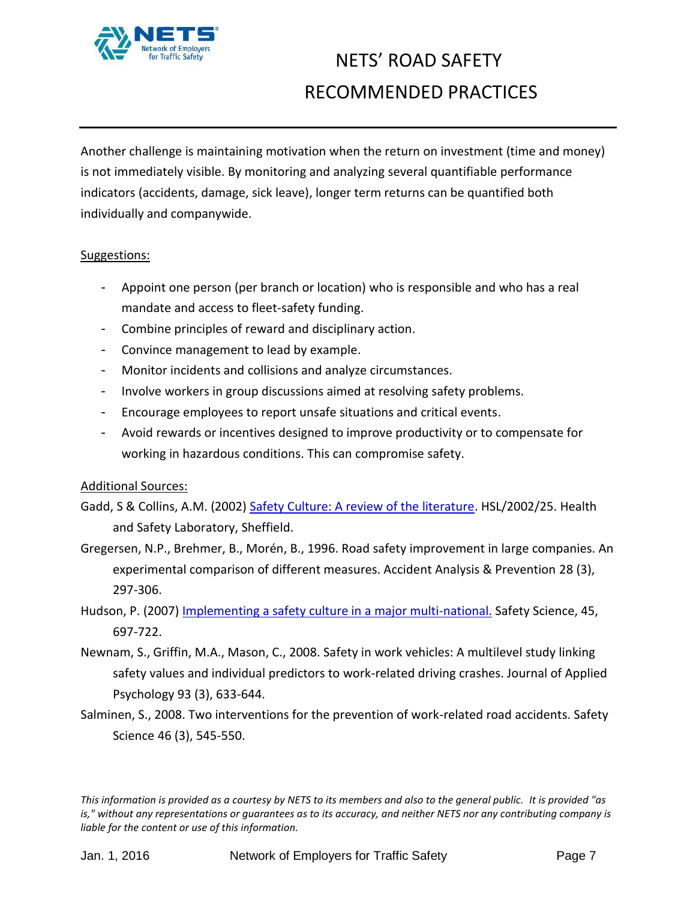Another challenge is maintaining motivation when the return on investment (time and money) is not immediately visible. By monitoring and analyzing several quantifiable performance indicators (accidents, damage, sick leave), longer term returns can be quantified both individually and companywide.

Suggestions:

- Appoint one person (per branch or location) who is responsible and who has a real mandate and access to fleet-safety funding.
- Combine principles of reward and disciplinary action.
- Convince management to lead by example.
- Monitor incidents and collisions and analyze circumstances.
- Involve workers in group discussions aimed at resolving safety problems.
- Encourage employees to report unsafe situations and critical events.
- Avoid rewards or incentives designed to improve productivity or to compensate for working in hazardous conditions. This can compromise safety.

Additional Sources:

Gadd, S & Collins, A.M. (2002) Safety Culture: A review of the literature. HSL/2002/25. Health and Safety Laboratory, Sheffield.

Gregersen, N.P., Brehmer, B., Morén, B., 1996. Road safety improvement in large companies. An experimental comparison of different measures. Accident Analysis & Prevention 28 (3), 297-306.

Hudson, P. (2007) Implementing a safety culture in a major multi-national. Safety Science, 45, 697-722.

Newnam, S., Griffin, M.A., Mason, C., 2008. Safety in work vehicles: A multilevel study linking safety values and individual predictors to work-related driving crashes. Journal of Applied Psychology 93 (3), 633-644.

Salminen, S., 2008. Two interventions for the prevention of work-related road accidents. Safety Science 46 (3), 545-550.

*This information is provided as a courtesy by NETS to its members and also to the general public. It is provided "as is," without any representations or guarantees as to its accuracy, and neither NETS nor any contributing company is liable for the content or use of this information.*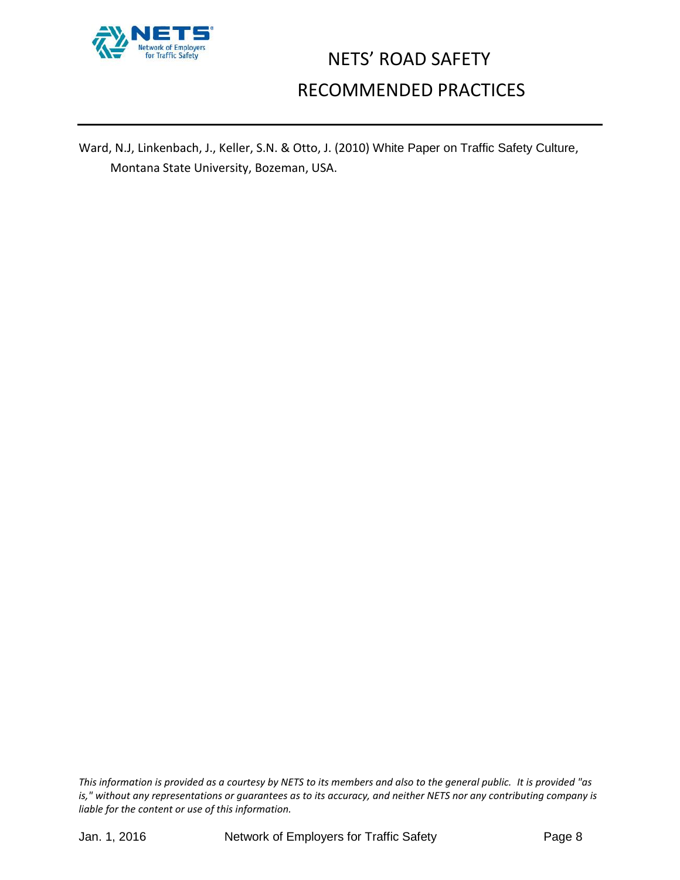Ward, N.J, Linkenbach, J., Keller, S.N. & Otto, J. (2010) White Paper on Traffic Safety Culture, Montana State University, Bozeman, USA.

*This information is provided as a courtesy by NETS to its members and also to the general public. It is provided "as is," without any representations or guarantees as to its accuracy, and neither NETS nor any contributing company is liable for the content or use of this information.*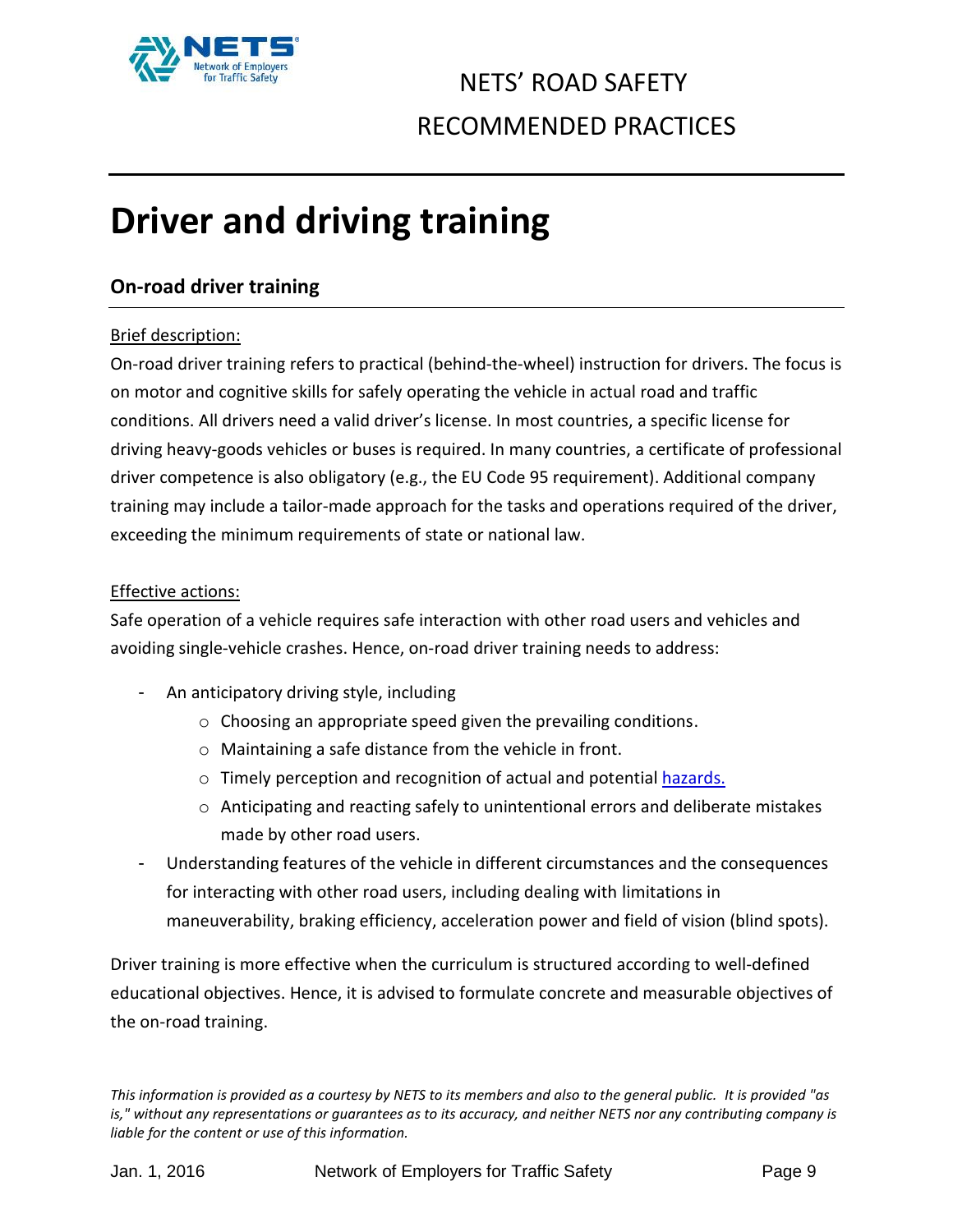# Driver and driving training

## On-road driver training

Brief description:

On-road driver training refers to practical (behind-the-wheel) instruction for drivers. The focus is on motor and cognitive skills for safely operating the vehicle in actual road and traffic conditions. All drivers need a valid driver's license. In most countries, a specific license for driving heavy-goods vehicles or buses is required. In many countries, a certificate of professional driver competence is also obligatory (e.g., the EU Code 95 requirement). Additional company training may include a tailor-made approach for the tasks and operations required of the driver, exceeding the minimum requirements of state or national law.

Effective actions:

Safe operation of a vehicle requires safe interaction with other road users and vehicles and avoiding single-vehicle crashes. Hence, on-road driver training needs to address:

- An anticipatory driving style, including
  - Choosing an appropriate speed given the prevailing conditions.
  - Maintaining a safe distance from the vehicle in front.
  - Timely perception and recognition of actual and potential hazards.
  - Anticipating and reacting safely to unintentional errors and deliberate mistakes made by other road users.
- Understanding features of the vehicle in different circumstances and the consequences for interacting with other road users, including dealing with limitations in maneuverability, braking efficiency, acceleration power and field of vision (blind spots).

Driver training is more effective when the curriculum is structured according to well-defined educational objectives. Hence, it is advised to formulate concrete and measurable objectives of the on-road training.

*This information is provided as a courtesy by NETS to its members and also to the general public. It is provided "as is," without any representations or guarantees as to its accuracy, and neither NETS nor any contributing company is liable for the content or use of this information.*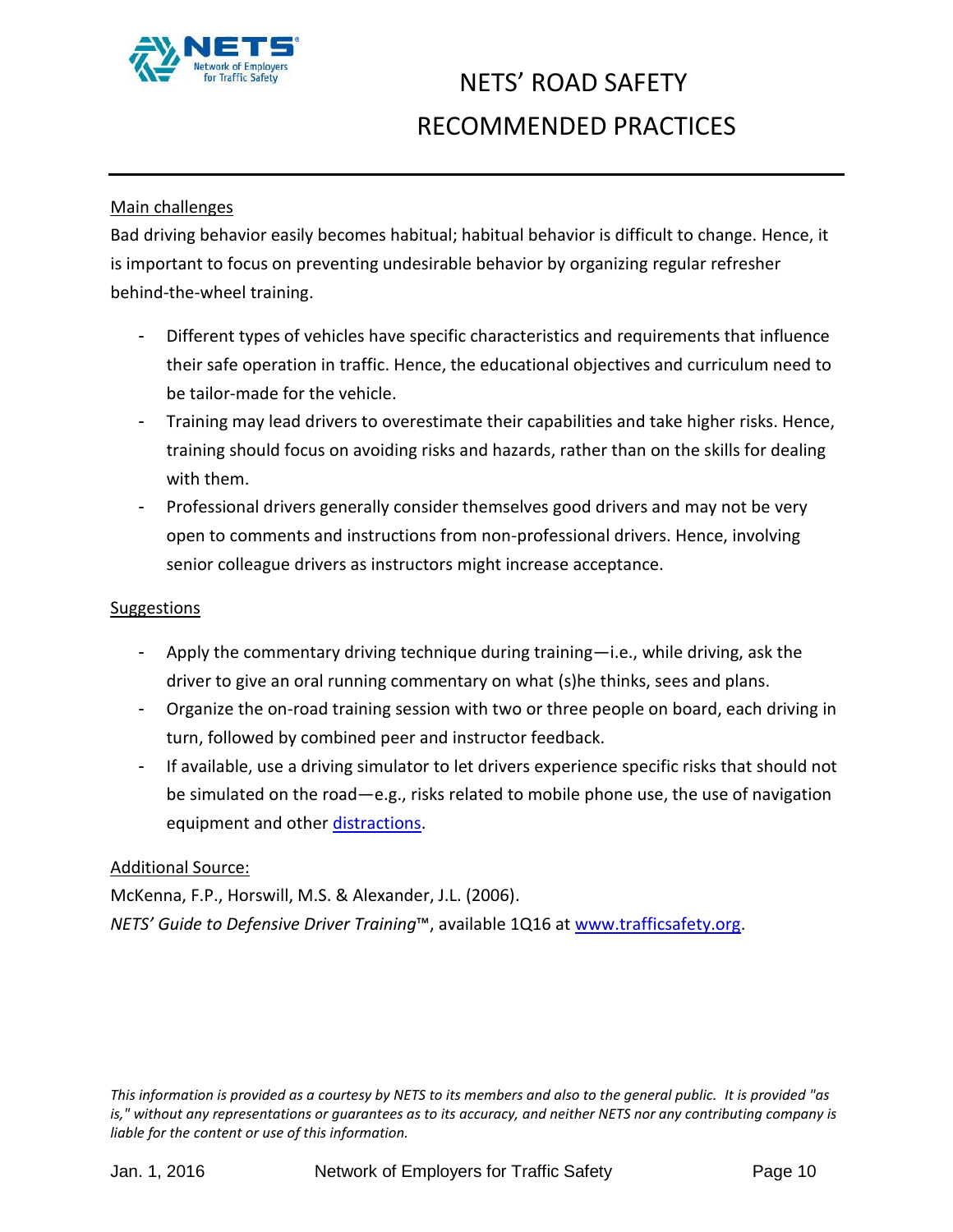Main challenges

Bad driving behavior easily becomes habitual; habitual behavior is difficult to change. Hence, it is important to focus on preventing undesirable behavior by organizing regular refresher behind-the-wheel training.

- Different types of vehicles have specific characteristics and requirements that influence their safe operation in traffic. Hence, the educational objectives and curriculum need to be tailor-made for the vehicle.
- Training may lead drivers to overestimate their capabilities and take higher risks. Hence, training should focus on avoiding risks and hazards, rather than on the skills for dealing with them.
- Professional drivers generally consider themselves good drivers and may not be very open to comments and instructions from non-professional drivers. Hence, involving senior colleague drivers as instructors might increase acceptance.

Suggestions

- Apply the commentary driving technique during training—i.e., while driving, ask the driver to give an oral running commentary on what (s)he thinks, sees and plans.
- Organize the on-road training session with two or three people on board, each driving in turn, followed by combined peer and instructor feedback.
- If available, use a driving simulator to let drivers experience specific risks that should not be simulated on the road—e.g., risks related to mobile phone use, the use of navigation equipment and other distractions.

Additional Source:

McKenna, F.P., Horswill, M.S. & Alexander, J.L. (2006).

*NETS' Guide to Defensive Driver Training*™, available 1Q16 at www.trafficsafety.org.

*This information is provided as a courtesy by NETS to its members and also to the general public. It is provided "as is," without any representations or guarantees as to its accuracy, and neither NETS nor any contributing company is liable for the content or use of this information.*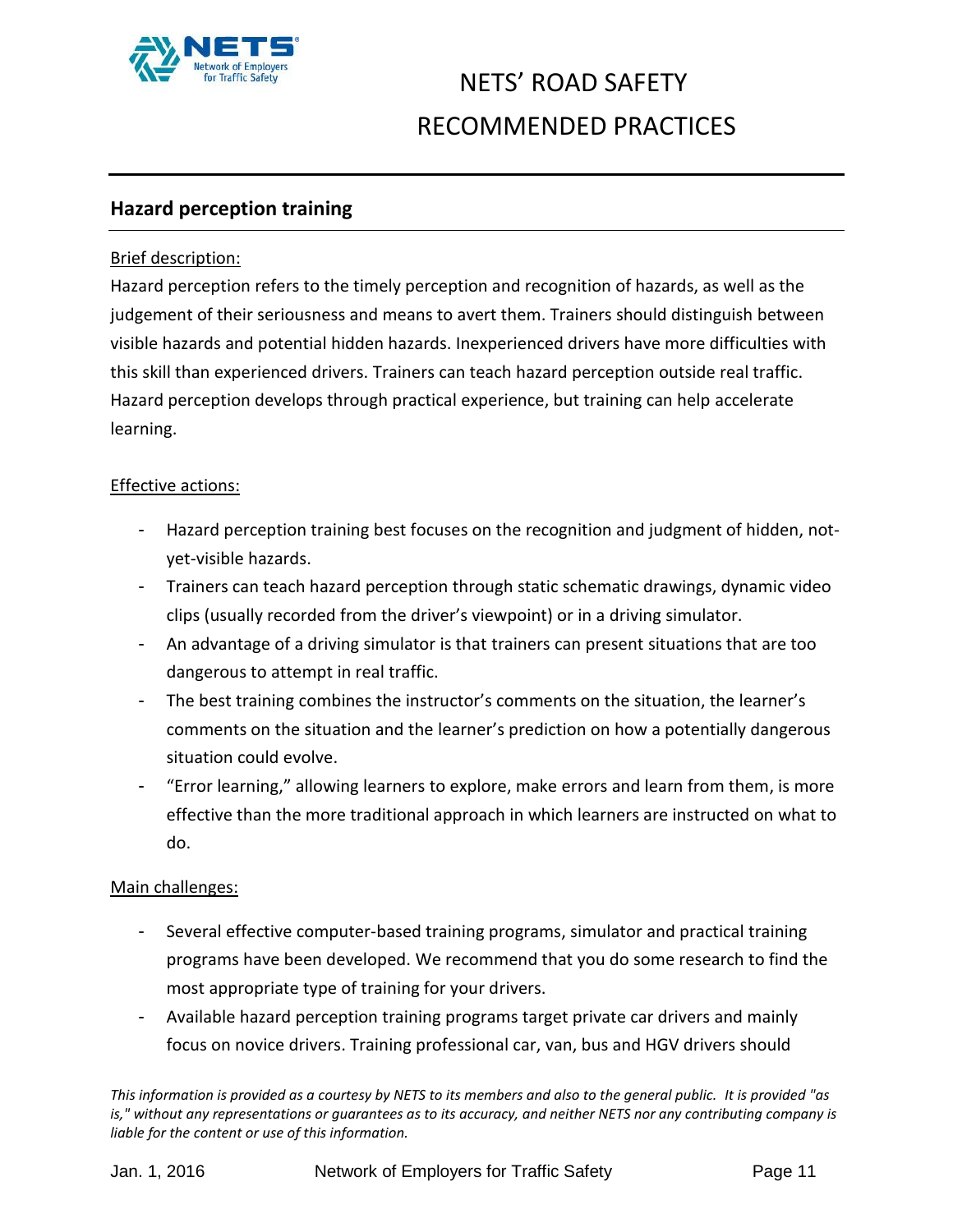## Hazard perception training

Brief description:

Hazard perception refers to the timely perception and recognition of hazards, as well as the judgement of their seriousness and means to avert them. Trainers should distinguish between visible hazards and potential hidden hazards. Inexperienced drivers have more difficulties with this skill than experienced drivers. Trainers can teach hazard perception outside real traffic. Hazard perception develops through practical experience, but training can help accelerate learning.

Effective actions:

- Hazard perception training best focuses on the recognition and judgment of hidden, not-yet-visible hazards.
- Trainers can teach hazard perception through static schematic drawings, dynamic video clips (usually recorded from the driver's viewpoint) or in a driving simulator.
- An advantage of a driving simulator is that trainers can present situations that are too dangerous to attempt in real traffic.
- The best training combines the instructor's comments on the situation, the learner's comments on the situation and the learner's prediction on how a potentially dangerous situation could evolve.
- "Error learning," allowing learners to explore, make errors and learn from them, is more effective than the more traditional approach in which learners are instructed on what to do.

Main challenges:

- Several effective computer-based training programs, simulator and practical training programs have been developed. We recommend that you do some research to find the most appropriate type of training for your drivers.
- Available hazard perception training programs target private car drivers and mainly focus on novice drivers. Training professional car, van, bus and HGV drivers should

*This information is provided as a courtesy by NETS to its members and also to the general public. It is provided "as is," without any representations or guarantees as to its accuracy, and neither NETS nor any contributing company is liable for the content or use of this information.*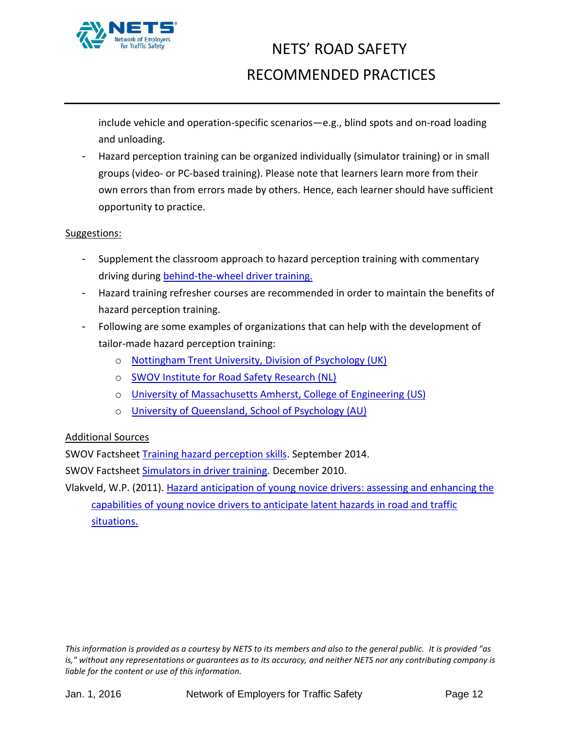include vehicle and operation-specific scenarios—e.g., blind spots and on-road loading and unloading.

- Hazard perception training can be organized individually (simulator training) or in small groups (video- or PC-based training). Please note that learners learn more from their own errors than from errors made by others. Hence, each learner should have sufficient opportunity to practice.

Suggestions:

- Supplement the classroom approach to hazard perception training with commentary driving during behind-the-wheel driver training.
- Hazard training refresher courses are recommended in order to maintain the benefits of hazard perception training.
- Following are some examples of organizations that can help with the development of tailor-made hazard perception training:
  - Nottingham Trent University, Division of Psychology (UK)
  - SWOV Institute for Road Safety Research (NL)
  - University of Massachusetts Amherst, College of Engineering (US)
  - University of Queensland, School of Psychology (AU)

Additional Sources

SWOV Factsheet Training hazard perception skills. September 2014.

SWOV Factsheet Simulators in driver training. December 2010.

Vlakveld, W.P. (2011). Hazard anticipation of young novice drivers: assessing and enhancing the capabilities of young novice drivers to anticipate latent hazards in road and traffic situations.

*This information is provided as a courtesy by NETS to its members and also to the general public. It is provided "as is," without any representations or guarantees as to its accuracy, and neither NETS nor any contributing company is liable for the content or use of this information.*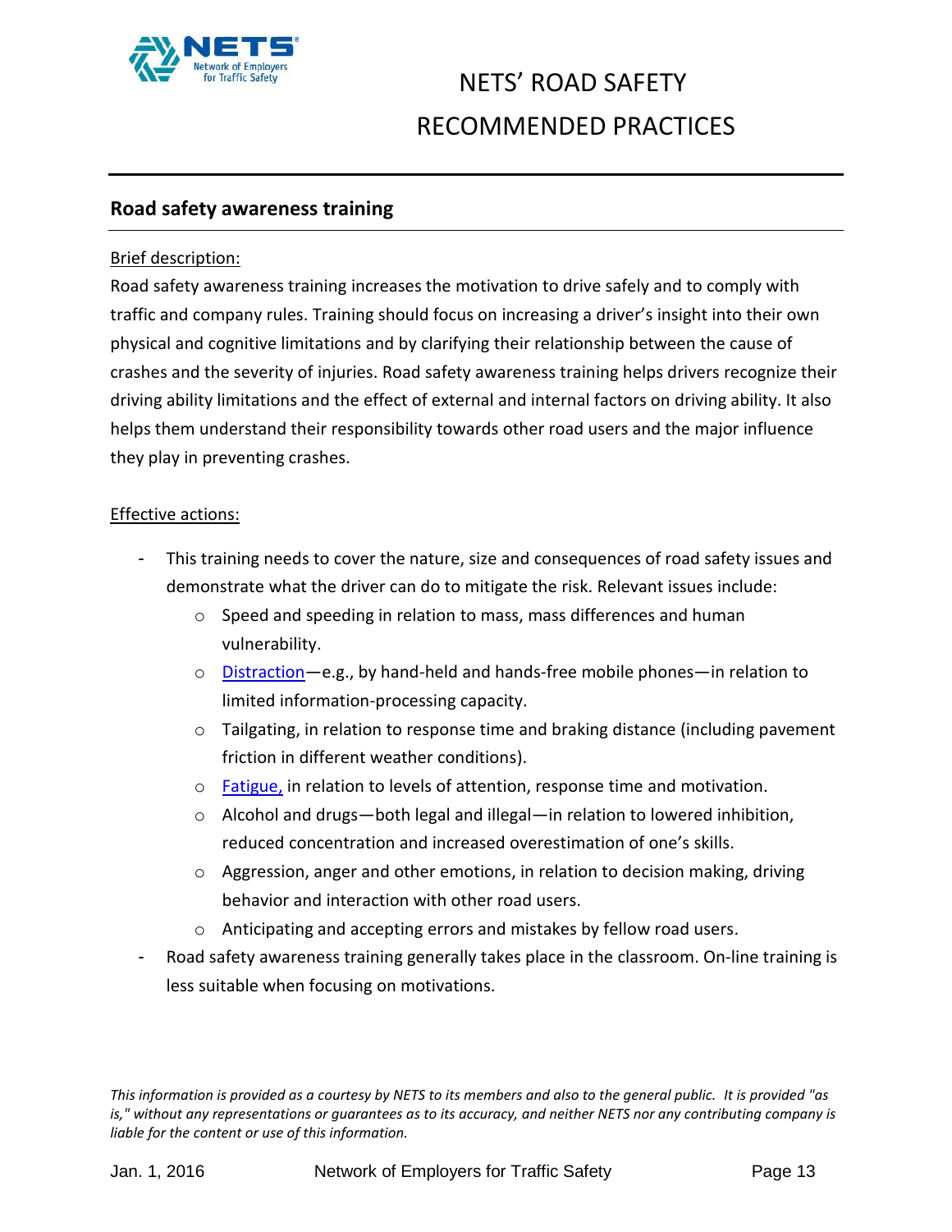## Road safety awareness training

Brief description:

Road safety awareness training increases the motivation to drive safely and to comply with traffic and company rules. Training should focus on increasing a driver's insight into their own physical and cognitive limitations and by clarifying their relationship between the cause of crashes and the severity of injuries. Road safety awareness training helps drivers recognize their driving ability limitations and the effect of external and internal factors on driving ability. It also helps them understand their responsibility towards other road users and the major influence they play in preventing crashes.

Effective actions:

- This training needs to cover the nature, size and consequences of road safety issues and demonstrate what the driver can do to mitigate the risk. Relevant issues include:
  - Speed and speeding in relation to mass, mass differences and human vulnerability.
  - Distraction—e.g., by hand-held and hands-free mobile phones—in relation to limited information-processing capacity.
  - Tailgating, in relation to response time and braking distance (including pavement friction in different weather conditions).
  - Fatigue, in relation to levels of attention, response time and motivation.
  - Alcohol and drugs—both legal and illegal—in relation to lowered inhibition, reduced concentration and increased overestimation of one's skills.
  - Aggression, anger and other emotions, in relation to decision making, driving behavior and interaction with other road users.
  - Anticipating and accepting errors and mistakes by fellow road users.
- Road safety awareness training generally takes place in the classroom. On-line training is less suitable when focusing on motivations.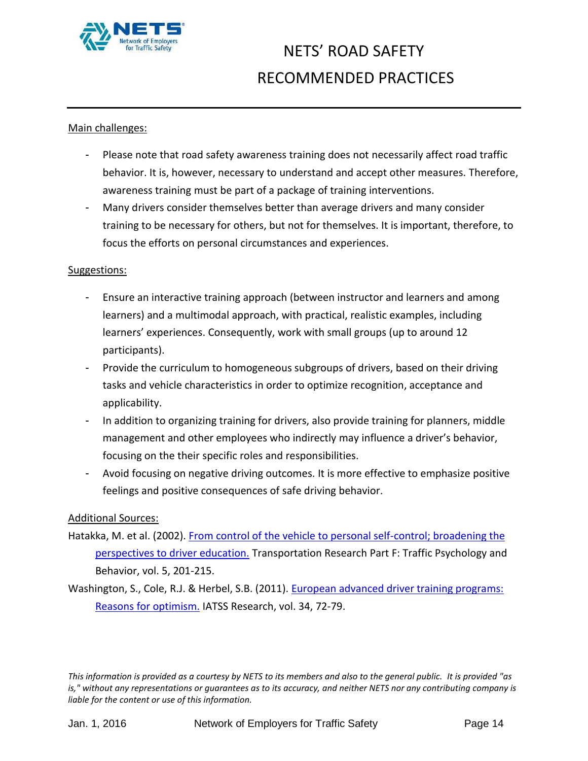Main challenges:

- Please note that road safety awareness training does not necessarily affect road traffic behavior. It is, however, necessary to understand and accept other measures. Therefore, awareness training must be part of a package of training interventions.
- Many drivers consider themselves better than average drivers and many consider training to be necessary for others, but not for themselves. It is important, therefore, to focus the efforts on personal circumstances and experiences.

Suggestions:

- Ensure an interactive training approach (between instructor and learners and among learners) and a multimodal approach, with practical, realistic examples, including learners' experiences. Consequently, work with small groups (up to around 12 participants).
- Provide the curriculum to homogeneous subgroups of drivers, based on their driving tasks and vehicle characteristics in order to optimize recognition, acceptance and applicability.
- In addition to organizing training for drivers, also provide training for planners, middle management and other employees who indirectly may influence a driver's behavior, focusing on the their specific roles and responsibilities.
- Avoid focusing on negative driving outcomes. It is more effective to emphasize positive feelings and positive consequences of safe driving behavior.

Additional Sources:

Hatakka, M. et al. (2002). From control of the vehicle to personal self-control; broadening the perspectives to driver education. Transportation Research Part F: Traffic Psychology and Behavior, vol. 5, 201-215.

Washington, S., Cole, R.J. & Herbel, S.B. (2011). European advanced driver training programs: Reasons for optimism. IATSS Research, vol. 34, 72-79.

*This information is provided as a courtesy by NETS to its members and also to the general public. It is provided "as is," without any representations or guarantees as to its accuracy, and neither NETS nor any contributing company is liable for the content or use of this information.*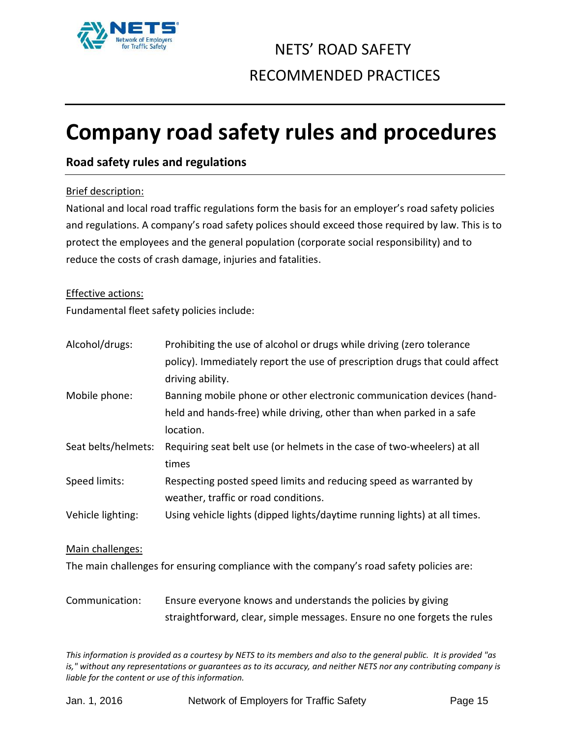# Company road safety rules and procedures

## Road safety rules and regulations

Brief description:

National and local road traffic regulations form the basis for an employer's road safety policies and regulations. A company's road safety polices should exceed those required by law. This is to protect the employees and the general population (corporate social responsibility) and to reduce the costs of crash damage, injuries and fatalities.

Effective actions:

Fundamental fleet safety policies include:

| | |
|---|---|
| Alcohol/drugs: | Prohibiting the use of alcohol or drugs while driving (zero tolerance policy). Immediately report the use of prescription drugs that could affect driving ability. |
| Mobile phone: | Banning mobile phone or other electronic communication devices (hand-held and hands-free) while driving, other than when parked in a safe location. |
| Seat belts/helmets: | Requiring seat belt use (or helmets in the case of two-wheelers) at all times |
| Speed limits: | Respecting posted speed limits and reducing speed as warranted by weather, traffic or road conditions. |
| Vehicle lighting: | Using vehicle lights (dipped lights/daytime running lights) at all times. |

Main challenges:

The main challenges for ensuring compliance with the company's road safety policies are:

| | |
|---|---|
| Communication: | Ensure everyone knows and understands the policies by giving straightforward, clear, simple messages. Ensure no one forgets the rules |

*This information is provided as a courtesy by NETS to its members and also to the general public. It is provided "as is," without any representations or guarantees as to its accuracy, and neither NETS nor any contributing company is liable for the content or use of this information.*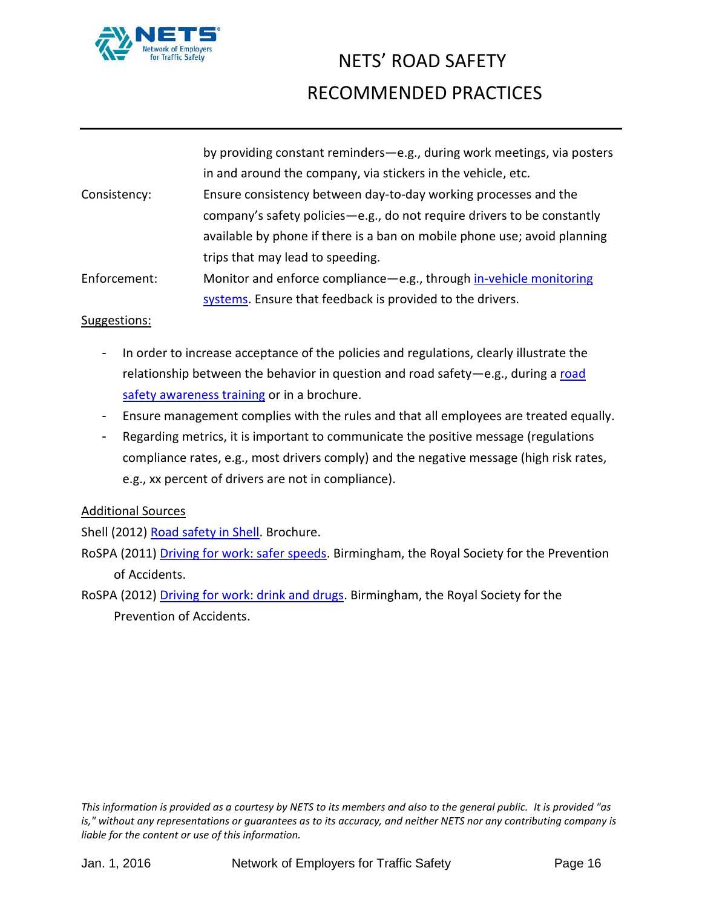| | |
|---|---|
| | by providing constant reminders—e.g., during work meetings, via posters in and around the company, via stickers in the vehicle, etc. |
| Consistency: | Ensure consistency between day-to-day working processes and the company's safety policies—e.g., do not require drivers to be constantly available by phone if there is a ban on mobile phone use; avoid planning trips that may lead to speeding. |
| Enforcement: | Monitor and enforce compliance—e.g., through in-vehicle monitoring systems. Ensure that feedback is provided to the drivers. |

Suggestions:

- In order to increase acceptance of the policies and regulations, clearly illustrate the relationship between the behavior in question and road safety—e.g., during a road safety awareness training or in a brochure.
- Ensure management complies with the rules and that all employees are treated equally.
- Regarding metrics, it is important to communicate the positive message (regulations compliance rates, e.g., most drivers comply) and the negative message (high risk rates, e.g., xx percent of drivers are not in compliance).

Additional Sources

Shell (2012) Road safety in Shell. Brochure.

RoSPA (2011) Driving for work: safer speeds. Birmingham, the Royal Society for the Prevention of Accidents.

RoSPA (2012) Driving for work: drink and drugs. Birmingham, the Royal Society for the Prevention of Accidents.

*This information is provided as a courtesy by NETS to its members and also to the general public. It is provided "as is," without any representations or guarantees as to its accuracy, and neither NETS nor any contributing company is liable for the content or use of this information.*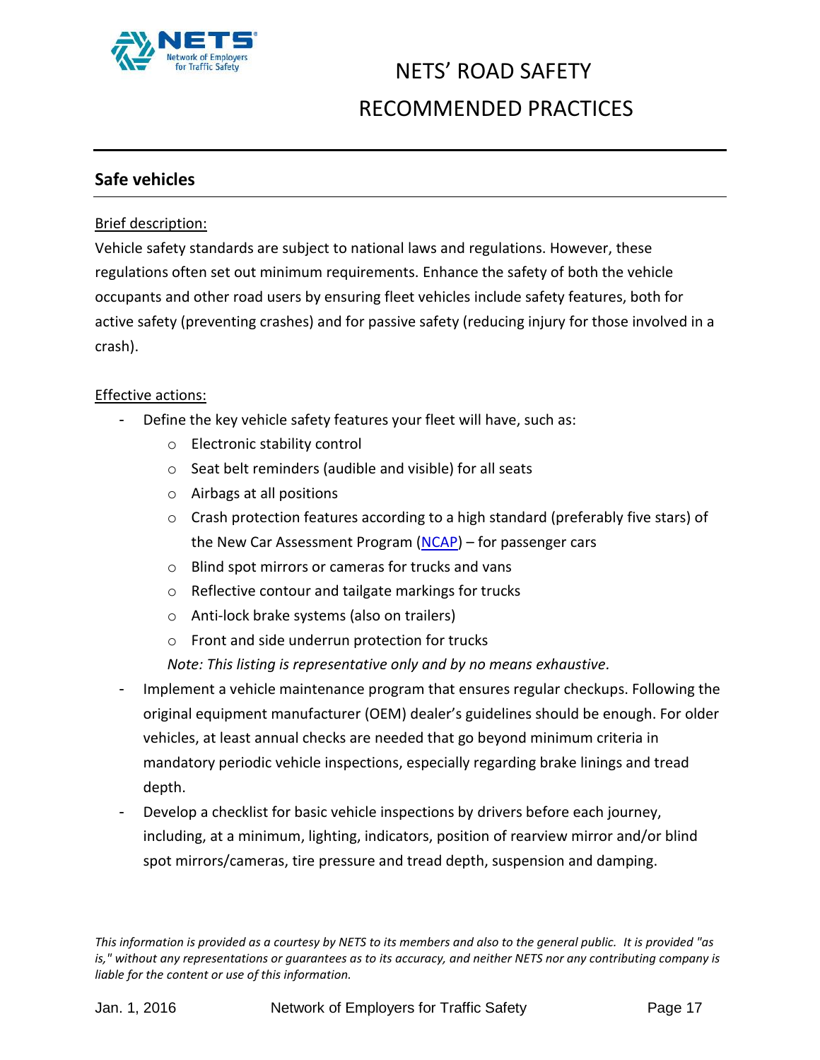## Safe vehicles

Brief description:

Vehicle safety standards are subject to national laws and regulations. However, these regulations often set out minimum requirements. Enhance the safety of both the vehicle occupants and other road users by ensuring fleet vehicles include safety features, both for active safety (preventing crashes) and for passive safety (reducing injury for those involved in a crash).

Effective actions:

- Define the key vehicle safety features your fleet will have, such as:
    - Electronic stability control
    - Seat belt reminders (audible and visible) for all seats
    - Airbags at all positions
    - Crash protection features according to a high standard (preferably five stars) of the New Car Assessment Program (NCAP) – for passenger cars
    - Blind spot mirrors or cameras for trucks and vans
    - Reflective contour and tailgate markings for trucks
    - Anti-lock brake systems (also on trailers)
    - Front and side underrun protection for trucks

  *Note: This listing is representative only and by no means exhaustive.*
- Implement a vehicle maintenance program that ensures regular checkups. Following the original equipment manufacturer (OEM) dealer's guidelines should be enough. For older vehicles, at least annual checks are needed that go beyond minimum criteria in mandatory periodic vehicle inspections, especially regarding brake linings and tread depth.
- Develop a checklist for basic vehicle inspections by drivers before each journey, including, at a minimum, lighting, indicators, position of rearview mirror and/or blind spot mirrors/cameras, tire pressure and tread depth, suspension and damping.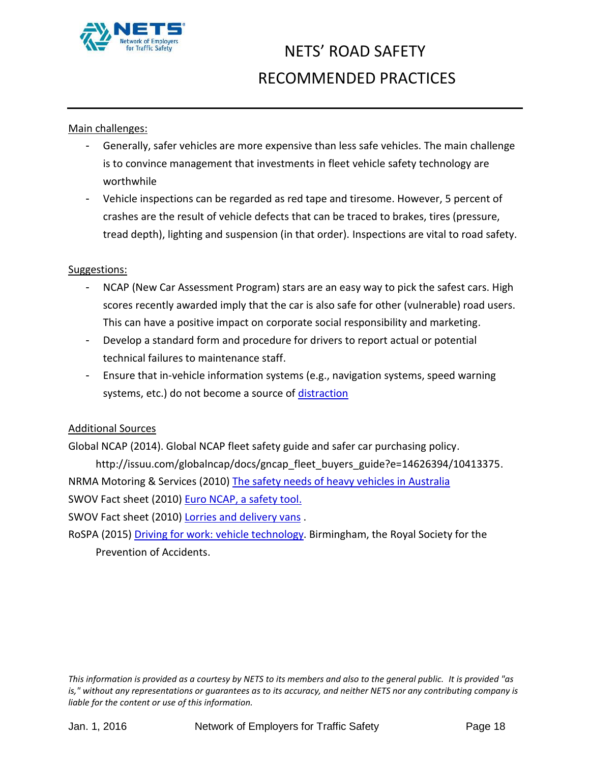Main challenges:

- Generally, safer vehicles are more expensive than less safe vehicles. The main challenge is to convince management that investments in fleet vehicle safety technology are worthwhile
- Vehicle inspections can be regarded as red tape and tiresome. However, 5 percent of crashes are the result of vehicle defects that can be traced to brakes, tires (pressure, tread depth), lighting and suspension (in that order). Inspections are vital to road safety.

Suggestions:

- NCAP (New Car Assessment Program) stars are an easy way to pick the safest cars. High scores recently awarded imply that the car is also safe for other (vulnerable) road users. This can have a positive impact on corporate social responsibility and marketing.
- Develop a standard form and procedure for drivers to report actual or potential technical failures to maintenance staff.
- Ensure that in-vehicle information systems (e.g., navigation systems, speed warning systems, etc.) do not become a source of distraction

Additional Sources

Global NCAP (2014). Global NCAP fleet safety guide and safer car purchasing policy. http://issuu.com/globalncap/docs/gncap_fleet_buyers_guide?e=14626394/10413375.

NRMA Motoring & Services (2010) The safety needs of heavy vehicles in Australia

SWOV Fact sheet (2010) Euro NCAP, a safety tool.

SWOV Fact sheet (2010) Lorries and delivery vans .

RoSPA (2015) Driving for work: vehicle technology. Birmingham, the Royal Society for the Prevention of Accidents.

*This information is provided as a courtesy by NETS to its members and also to the general public. It is provided "as is," without any representations or guarantees as to its accuracy, and neither NETS nor any contributing company is liable for the content or use of this information.*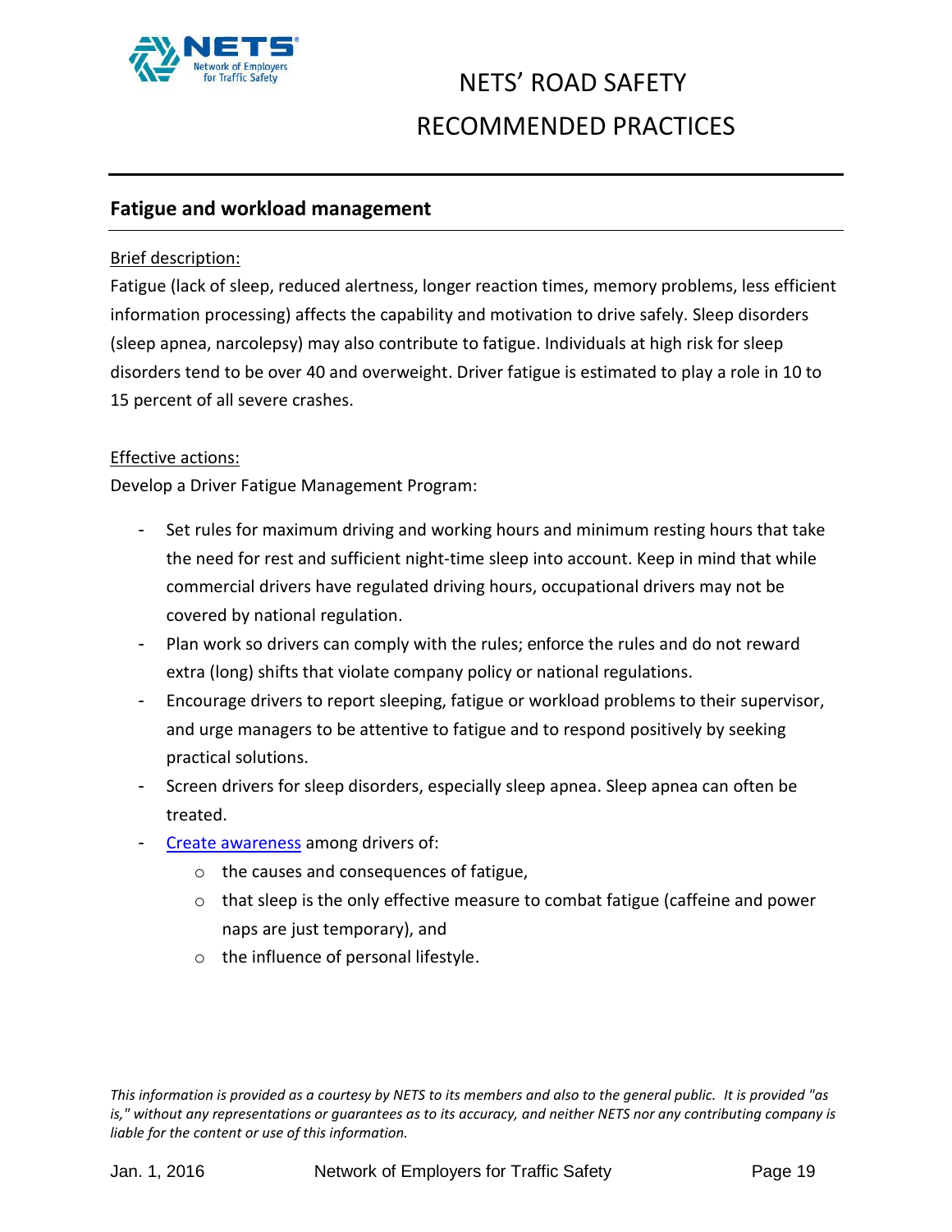## Fatigue and workload management

Brief description:

Fatigue (lack of sleep, reduced alertness, longer reaction times, memory problems, less efficient information processing) affects the capability and motivation to drive safely. Sleep disorders (sleep apnea, narcolepsy) may also contribute to fatigue. Individuals at high risk for sleep disorders tend to be over 40 and overweight. Driver fatigue is estimated to play a role in 10 to 15 percent of all severe crashes.

Effective actions:

Develop a Driver Fatigue Management Program:

- Set rules for maximum driving and working hours and minimum resting hours that take the need for rest and sufficient night-time sleep into account. Keep in mind that while commercial drivers have regulated driving hours, occupational drivers may not be covered by national regulation.
- Plan work so drivers can comply with the rules; enforce the rules and do not reward extra (long) shifts that violate company policy or national regulations.
- Encourage drivers to report sleeping, fatigue or workload problems to their supervisor, and urge managers to be attentive to fatigue and to respond positively by seeking practical solutions.
- Screen drivers for sleep disorders, especially sleep apnea. Sleep apnea can often be treated.
- Create awareness among drivers of:
    - the causes and consequences of fatigue,
    - that sleep is the only effective measure to combat fatigue (caffeine and power naps are just temporary), and
    - the influence of personal lifestyle.

*This information is provided as a courtesy by NETS to its members and also to the general public. It is provided "as is," without any representations or guarantees as to its accuracy, and neither NETS nor any contributing company is liable for the content or use of this information.*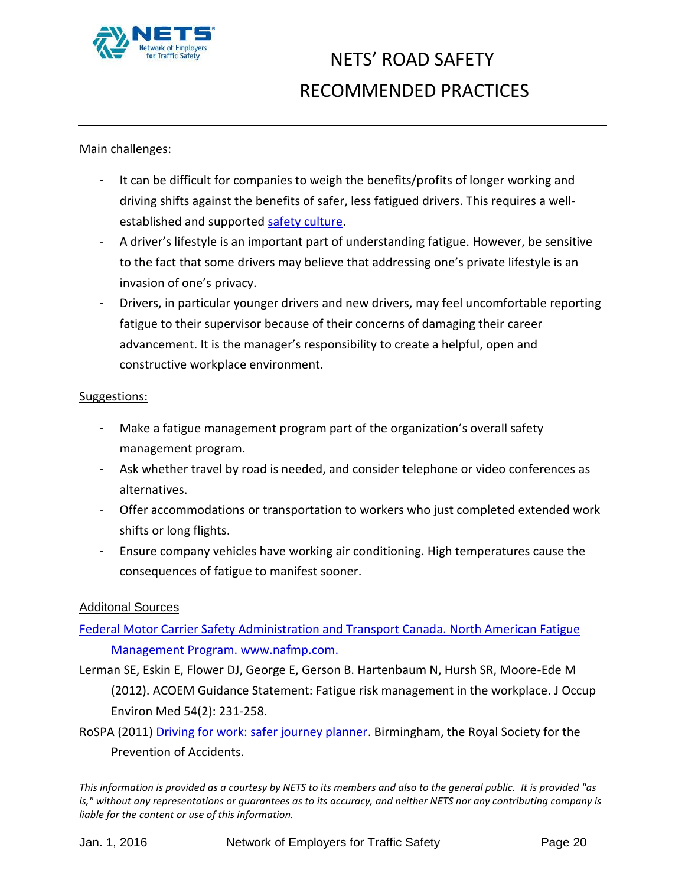Main challenges:

- It can be difficult for companies to weigh the benefits/profits of longer working and driving shifts against the benefits of safer, less fatigued drivers. This requires a well-established and supported safety culture.
- A driver's lifestyle is an important part of understanding fatigue. However, be sensitive to the fact that some drivers may believe that addressing one's private lifestyle is an invasion of one's privacy.
- Drivers, in particular younger drivers and new drivers, may feel uncomfortable reporting fatigue to their supervisor because of their concerns of damaging their career advancement. It is the manager's responsibility to create a helpful, open and constructive workplace environment.

Suggestions:

- Make a fatigue management program part of the organization's overall safety management program.
- Ask whether travel by road is needed, and consider telephone or video conferences as alternatives.
- Offer accommodations or transportation to workers who just completed extended work shifts or long flights.
- Ensure company vehicles have working air conditioning. High temperatures cause the consequences of fatigue to manifest sooner.

Additonal Sources

Federal Motor Carrier Safety Administration and Transport Canada. North American Fatigue Management Program. www.nafmp.com.

Lerman SE, Eskin E, Flower DJ, George E, Gerson B. Hartenbaum N, Hursh SR, Moore-Ede M (2012). ACOEM Guidance Statement: Fatigue risk management in the workplace. J Occup Environ Med 54(2): 231-258.

RoSPA (2011) Driving for work: safer journey planner. Birmingham, the Royal Society for the Prevention of Accidents.

*This information is provided as a courtesy by NETS to its members and also to the general public. It is provided "as is," without any representations or guarantees as to its accuracy, and neither NETS nor any contributing company is liable for the content or use of this information.*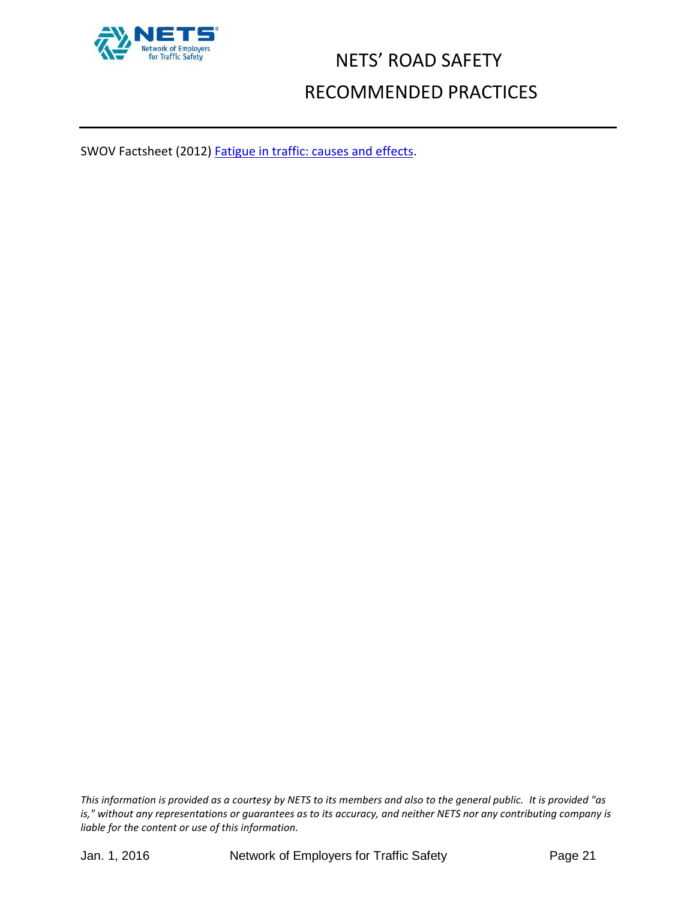SWOV Factsheet (2012) Fatigue in traffic: causes and effects.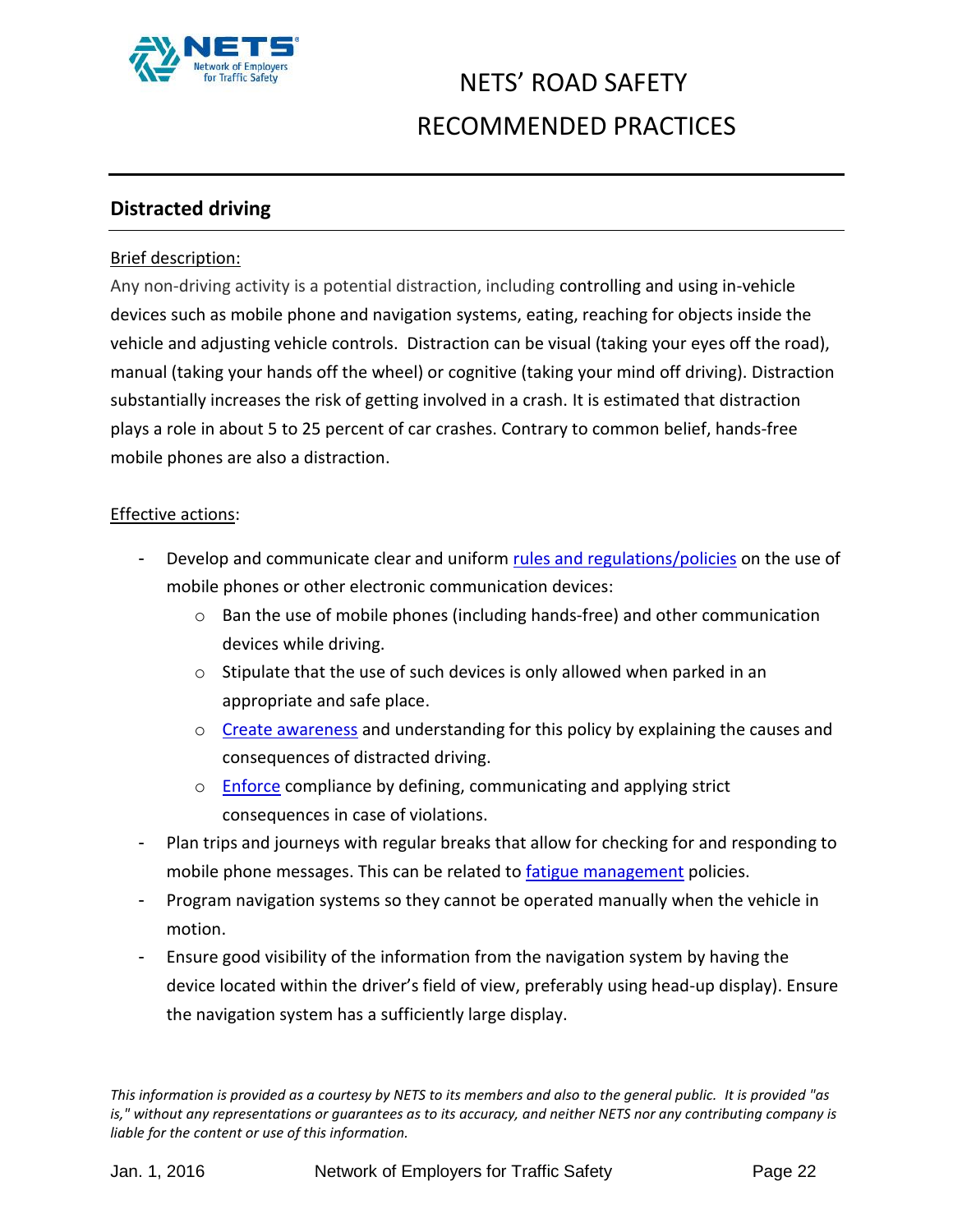## Distracted driving

Brief description:

Any non-driving activity is a potential distraction, including controlling and using in-vehicle devices such as mobile phone and navigation systems, eating, reaching for objects inside the vehicle and adjusting vehicle controls. Distraction can be visual (taking your eyes off the road), manual (taking your hands off the wheel) or cognitive (taking your mind off driving). Distraction substantially increases the risk of getting involved in a crash. It is estimated that distraction plays a role in about 5 to 25 percent of car crashes. Contrary to common belief, hands-free mobile phones are also a distraction.

Effective actions:

- Develop and communicate clear and uniform rules and regulations/policies on the use of mobile phones or other electronic communication devices:
  - Ban the use of mobile phones (including hands-free) and other communication devices while driving.
  - Stipulate that the use of such devices is only allowed when parked in an appropriate and safe place.
  - Create awareness and understanding for this policy by explaining the causes and consequences of distracted driving.
  - Enforce compliance by defining, communicating and applying strict consequences in case of violations.
- Plan trips and journeys with regular breaks that allow for checking for and responding to mobile phone messages. This can be related to fatigue management policies.
- Program navigation systems so they cannot be operated manually when the vehicle in motion.
- Ensure good visibility of the information from the navigation system by having the device located within the driver's field of view, preferably using head-up display). Ensure the navigation system has a sufficiently large display.

*This information is provided as a courtesy by NETS to its members and also to the general public. It is provided "as is," without any representations or guarantees as to its accuracy, and neither NETS nor any contributing company is liable for the content or use of this information.*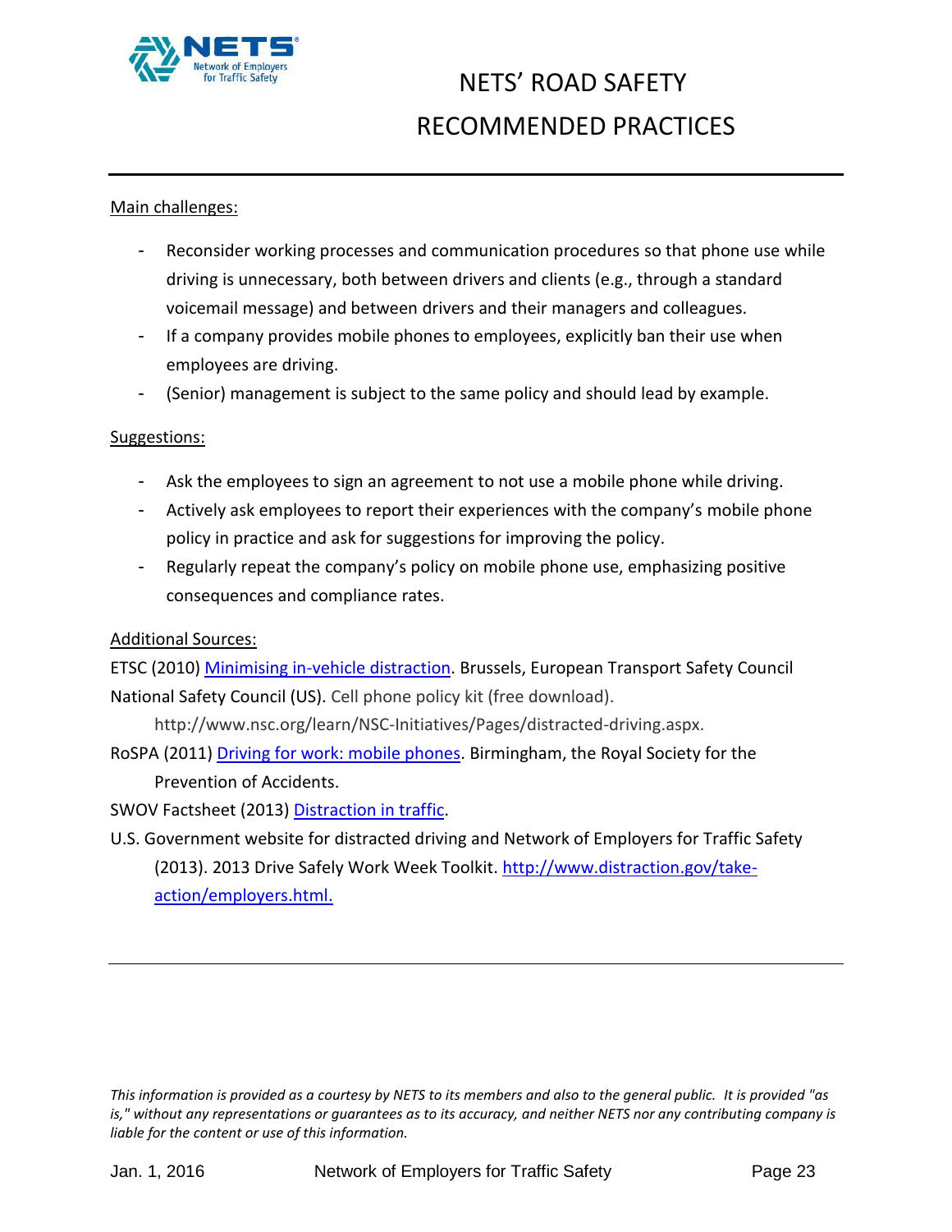Main challenges:

- Reconsider working processes and communication procedures so that phone use while driving is unnecessary, both between drivers and clients (e.g., through a standard voicemail message) and between drivers and their managers and colleagues.
- If a company provides mobile phones to employees, explicitly ban their use when employees are driving.
- (Senior) management is subject to the same policy and should lead by example.

Suggestions:

- Ask the employees to sign an agreement to not use a mobile phone while driving.
- Actively ask employees to report their experiences with the company's mobile phone policy in practice and ask for suggestions for improving the policy.
- Regularly repeat the company's policy on mobile phone use, emphasizing positive consequences and compliance rates.

Additional Sources:

ETSC (2010) Minimising in-vehicle distraction. Brussels, European Transport Safety Council

National Safety Council (US). Cell phone policy kit (free download). http://www.nsc.org/learn/NSC-Initiatives/Pages/distracted-driving.aspx.

RoSPA (2011) Driving for work: mobile phones. Birmingham, the Royal Society for the Prevention of Accidents.

SWOV Factsheet (2013) Distraction in traffic.

U.S. Government website for distracted driving and Network of Employers for Traffic Safety (2013). 2013 Drive Safely Work Week Toolkit. http://www.distraction.gov/take-action/employers.html.

---

*This information is provided as a courtesy by NETS to its members and also to the general public. It is provided "as is," without any representations or guarantees as to its accuracy, and neither NETS nor any contributing company is liable for the content or use of this information.*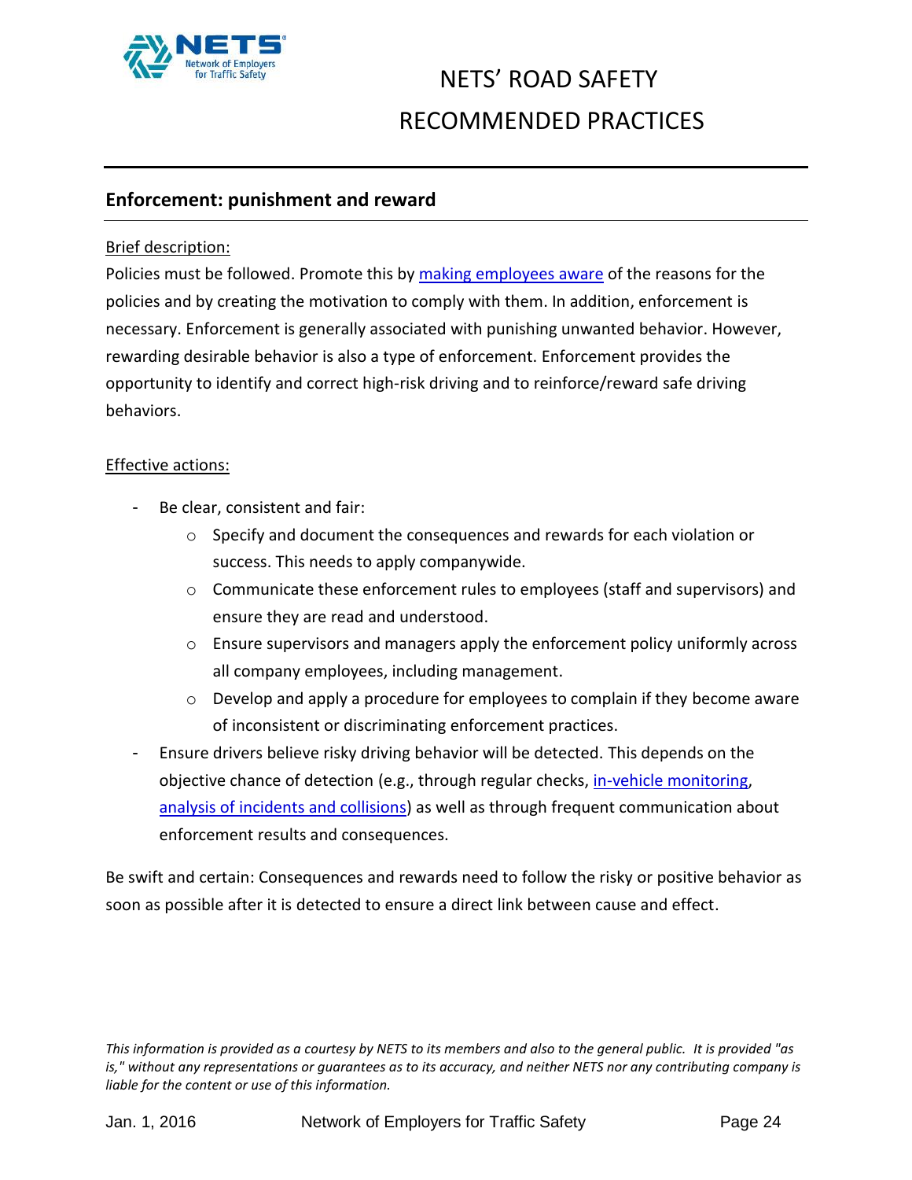## Enforcement: punishment and reward

Brief description:

Policies must be followed. Promote this by making employees aware of the reasons for the policies and by creating the motivation to comply with them. In addition, enforcement is necessary. Enforcement is generally associated with punishing unwanted behavior. However, rewarding desirable behavior is also a type of enforcement. Enforcement provides the opportunity to identify and correct high-risk driving and to reinforce/reward safe driving behaviors.

Effective actions:

- Be clear, consistent and fair:
  - Specify and document the consequences and rewards for each violation or success. This needs to apply companywide.
  - Communicate these enforcement rules to employees (staff and supervisors) and ensure they are read and understood.
  - Ensure supervisors and managers apply the enforcement policy uniformly across all company employees, including management.
  - Develop and apply a procedure for employees to complain if they become aware of inconsistent or discriminating enforcement practices.
- Ensure drivers believe risky driving behavior will be detected. This depends on the objective chance of detection (e.g., through regular checks, in-vehicle monitoring, analysis of incidents and collisions) as well as through frequent communication about enforcement results and consequences.

Be swift and certain: Consequences and rewards need to follow the risky or positive behavior as soon as possible after it is detected to ensure a direct link between cause and effect.

*This information is provided as a courtesy by NETS to its members and also to the general public. It is provided "as is," without any representations or guarantees as to its accuracy, and neither NETS nor any contributing company is liable for the content or use of this information.*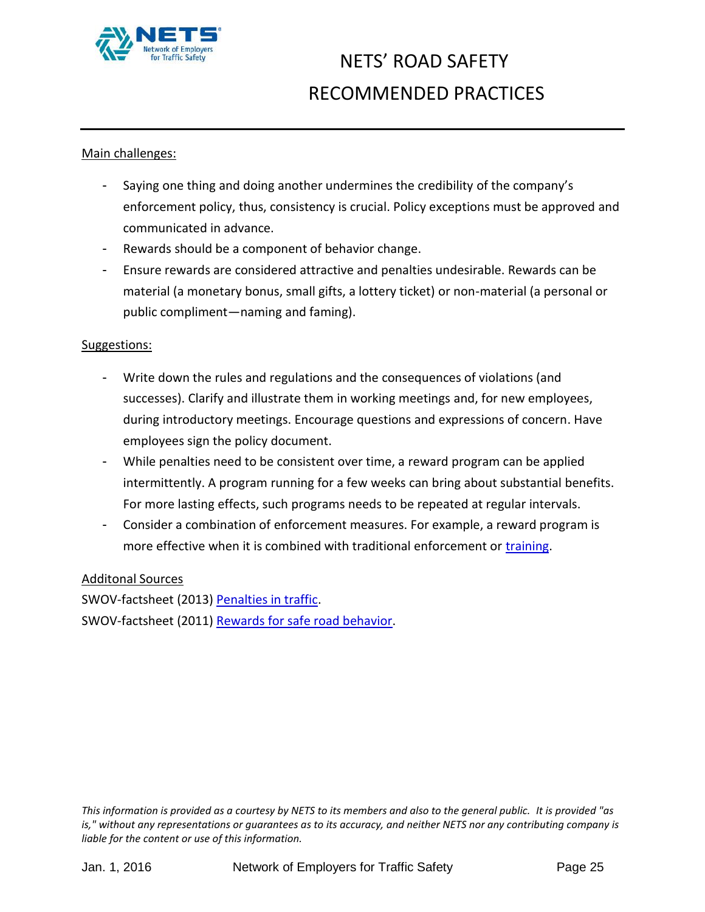Main challenges:

- Saying one thing and doing another undermines the credibility of the company's enforcement policy, thus, consistency is crucial. Policy exceptions must be approved and communicated in advance.
- Rewards should be a component of behavior change.
- Ensure rewards are considered attractive and penalties undesirable. Rewards can be material (a monetary bonus, small gifts, a lottery ticket) or non-material (a personal or public compliment—naming and faming).

Suggestions:

- Write down the rules and regulations and the consequences of violations (and successes). Clarify and illustrate them in working meetings and, for new employees, during introductory meetings. Encourage questions and expressions of concern. Have employees sign the policy document.
- While penalties need to be consistent over time, a reward program can be applied intermittently. A program running for a few weeks can bring about substantial benefits. For more lasting effects, such programs needs to be repeated at regular intervals.
- Consider a combination of enforcement measures. For example, a reward program is more effective when it is combined with traditional enforcement or training.

Additonal Sources

SWOV-factsheet (2013) Penalties in traffic.

SWOV-factsheet (2011) Rewards for safe road behavior.

*This information is provided as a courtesy by NETS to its members and also to the general public. It is provided "as is," without any representations or guarantees as to its accuracy, and neither NETS nor any contributing company is liable for the content or use of this information.*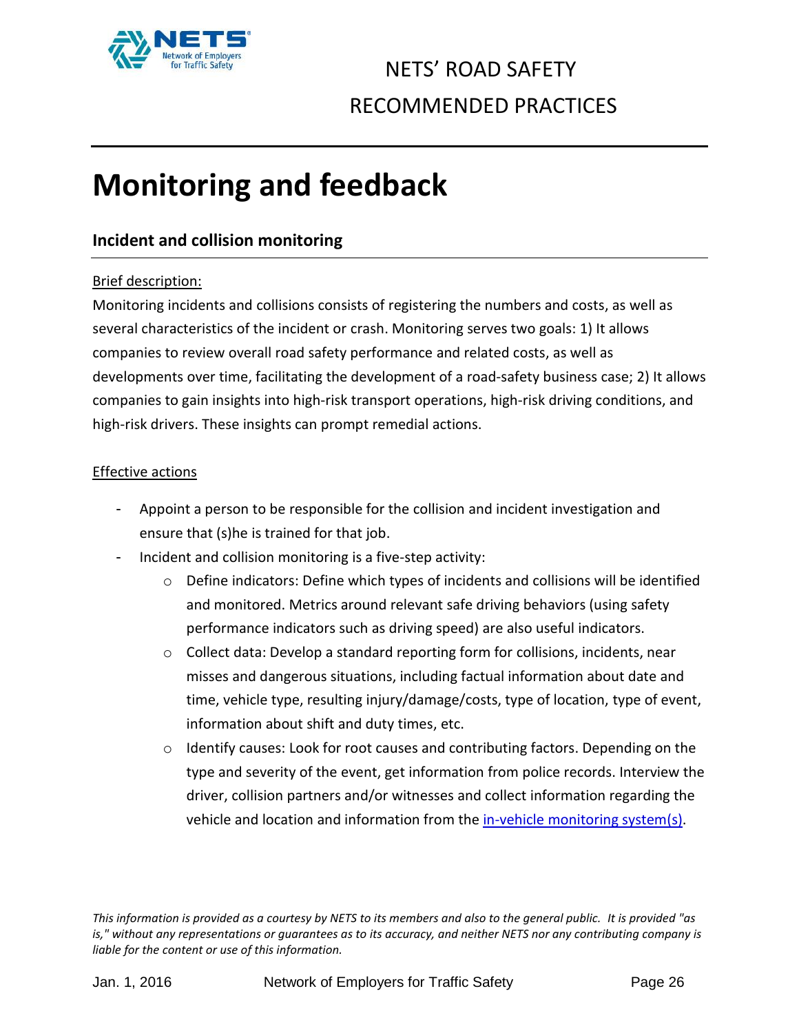# Monitoring and feedback

## Incident and collision monitoring

Brief description:

Monitoring incidents and collisions consists of registering the numbers and costs, as well as several characteristics of the incident or crash. Monitoring serves two goals: 1) It allows companies to review overall road safety performance and related costs, as well as developments over time, facilitating the development of a road-safety business case; 2) It allows companies to gain insights into high-risk transport operations, high-risk driving conditions, and high-risk drivers. These insights can prompt remedial actions.

Effective actions

- Appoint a person to be responsible for the collision and incident investigation and ensure that (s)he is trained for that job.
- Incident and collision monitoring is a five-step activity:
  - Define indicators: Define which types of incidents and collisions will be identified and monitored. Metrics around relevant safe driving behaviors (using safety performance indicators such as driving speed) are also useful indicators.
  - Collect data: Develop a standard reporting form for collisions, incidents, near misses and dangerous situations, including factual information about date and time, vehicle type, resulting injury/damage/costs, type of location, type of event, information about shift and duty times, etc.
  - Identify causes: Look for root causes and contributing factors. Depending on the type and severity of the event, get information from police records. Interview the driver, collision partners and/or witnesses and collect information regarding the vehicle and location and information from the in-vehicle monitoring system(s).

*This information is provided as a courtesy by NETS to its members and also to the general public. It is provided "as is," without any representations or guarantees as to its accuracy, and neither NETS nor any contributing company is liable for the content or use of this information.*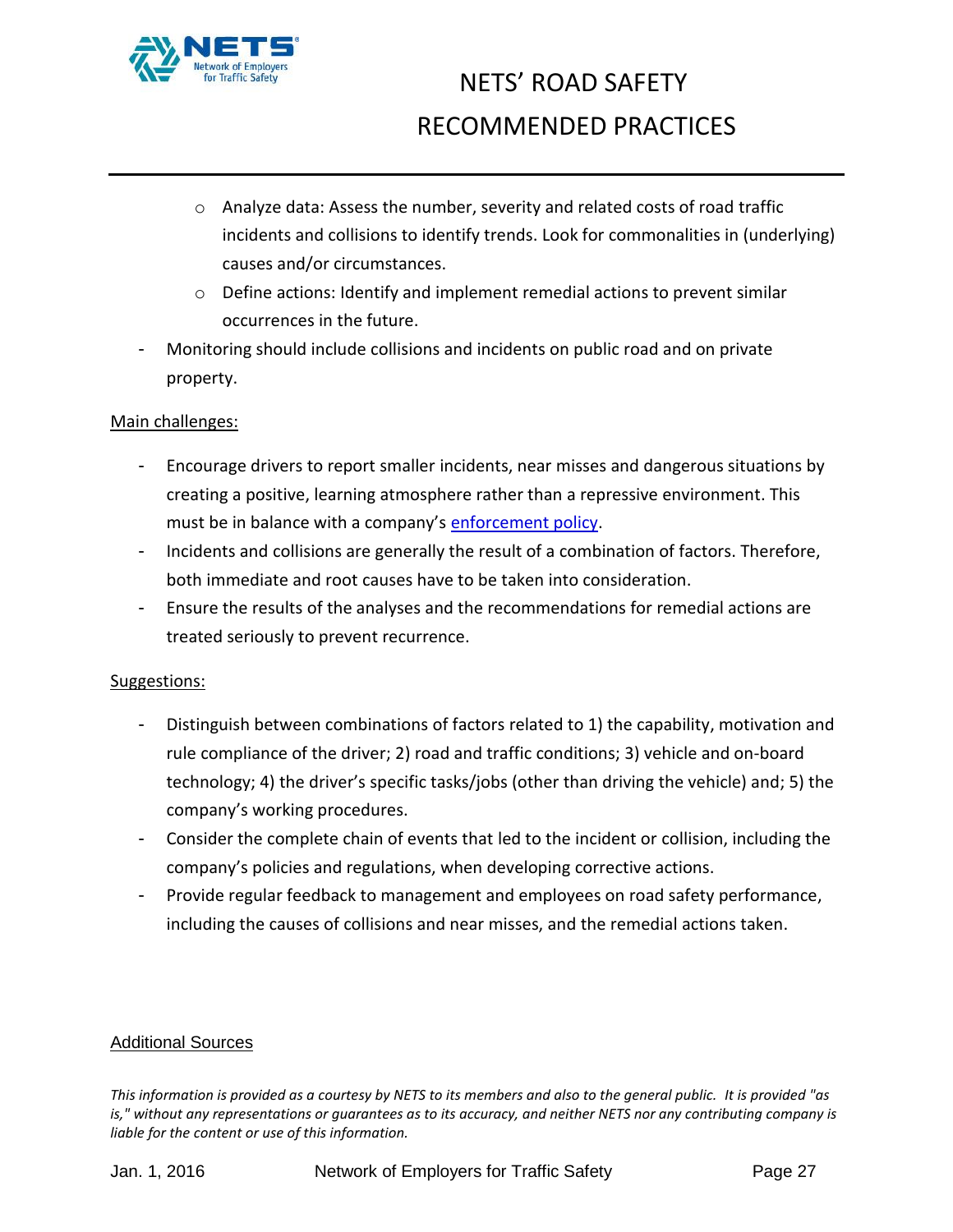- Analyze data: Assess the number, severity and related costs of road traffic incidents and collisions to identify trends. Look for commonalities in (underlying) causes and/or circumstances.
  - Define actions: Identify and implement remedial actions to prevent similar occurrences in the future.
- Monitoring should include collisions and incidents on public road and on private property.

Main challenges:

- Encourage drivers to report smaller incidents, near misses and dangerous situations by creating a positive, learning atmosphere rather than a repressive environment. This must be in balance with a company's [enforcement policy](enforcement policy).
- Incidents and collisions are generally the result of a combination of factors. Therefore, both immediate and root causes have to be taken into consideration.
- Ensure the results of the analyses and the recommendations for remedial actions are treated seriously to prevent recurrence.

Suggestions:

- Distinguish between combinations of factors related to 1) the capability, motivation and rule compliance of the driver; 2) road and traffic conditions; 3) vehicle and on-board technology; 4) the driver's specific tasks/jobs (other than driving the vehicle) and; 5) the company's working procedures.
- Consider the complete chain of events that led to the incident or collision, including the company's policies and regulations, when developing corrective actions.
- Provide regular feedback to management and employees on road safety performance, including the causes of collisions and near misses, and the remedial actions taken.

Additional Sources

*This information is provided as a courtesy by NETS to its members and also to the general public. It is provided "as is," without any representations or guarantees as to its accuracy, and neither NETS nor any contributing company is liable for the content or use of this information.*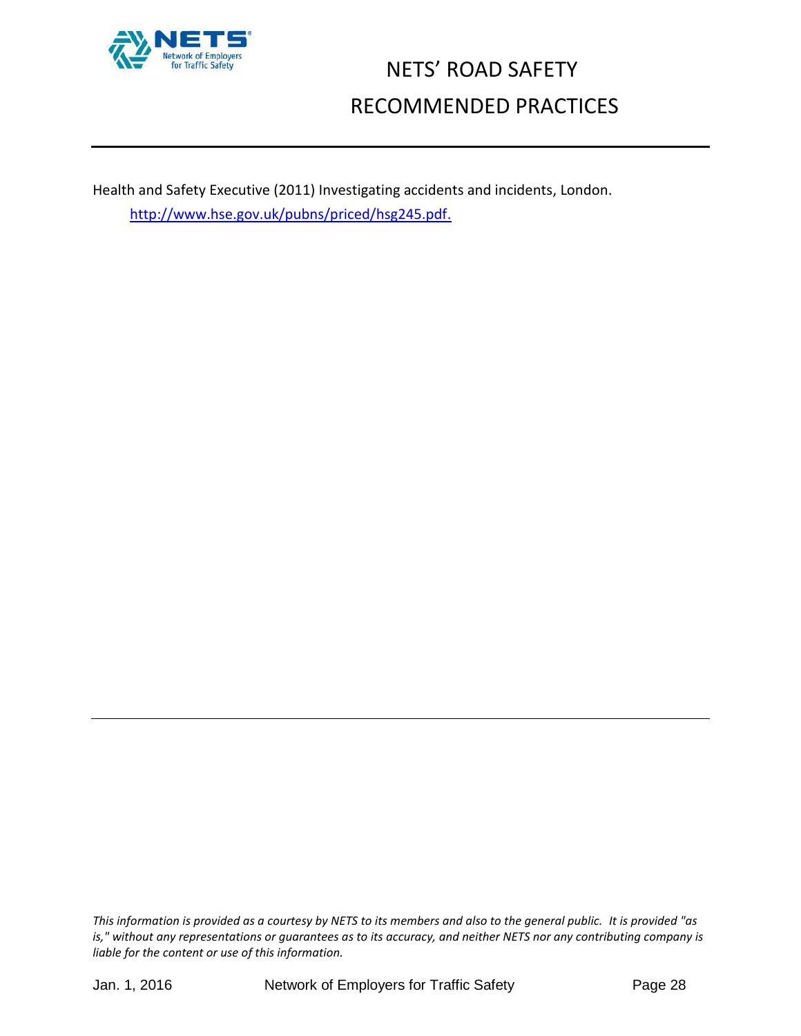Health and Safety Executive (2011) Investigating accidents and incidents, London. http://www.hse.gov.uk/pubns/priced/hsg245.pdf.

*This information is provided as a courtesy by NETS to its members and also to the general public. It is provided "as is," without any representations or guarantees as to its accuracy, and neither NETS nor any contributing company is liable for the content or use of this information.*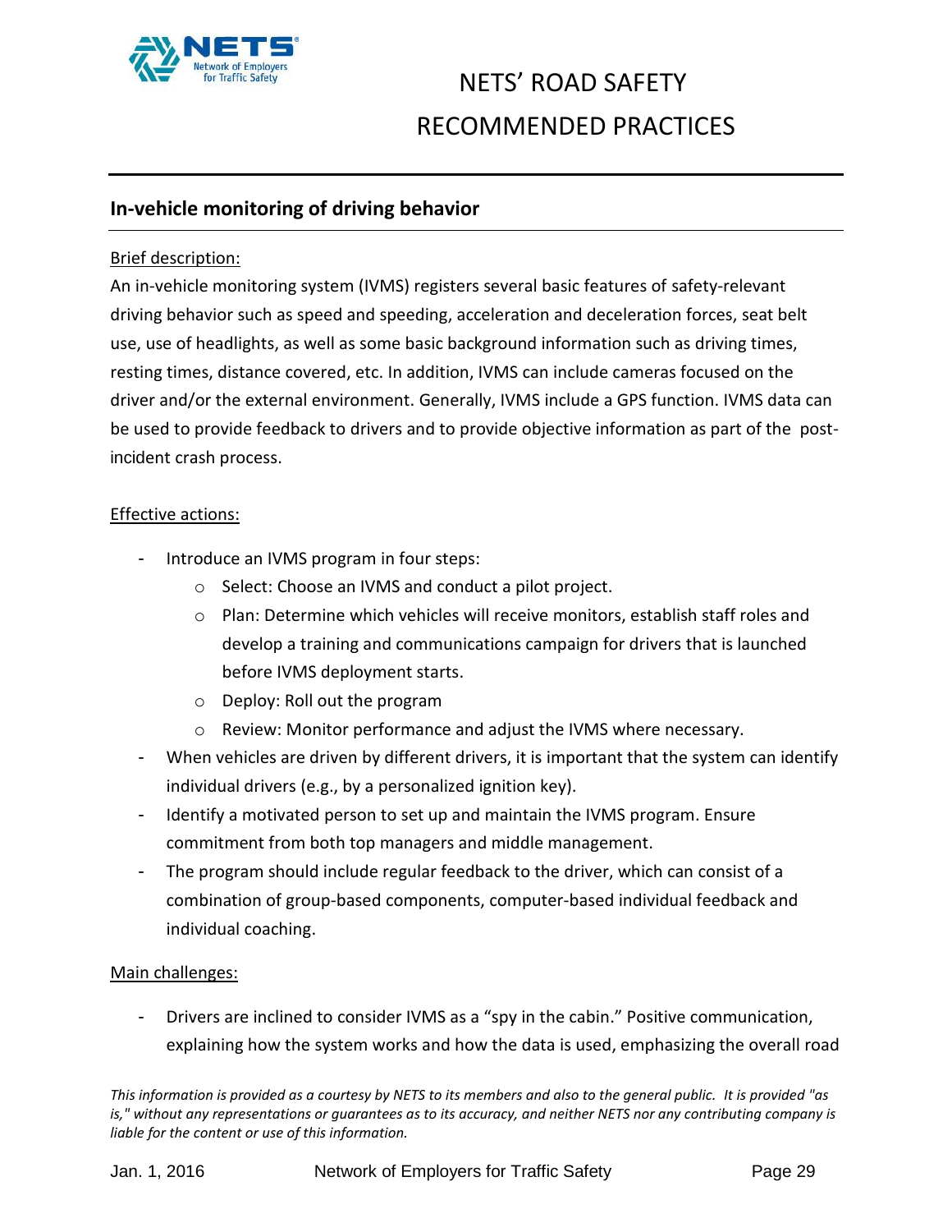## In-vehicle monitoring of driving behavior

Brief description:

An in-vehicle monitoring system (IVMS) registers several basic features of safety-relevant driving behavior such as speed and speeding, acceleration and deceleration forces, seat belt use, use of headlights, as well as some basic background information such as driving times, resting times, distance covered, etc. In addition, IVMS can include cameras focused on the driver and/or the external environment. Generally, IVMS include a GPS function. IVMS data can be used to provide feedback to drivers and to provide objective information as part of the post-incident crash process.

Effective actions:

- Introduce an IVMS program in four steps:
  - Select: Choose an IVMS and conduct a pilot project.
  - Plan: Determine which vehicles will receive monitors, establish staff roles and develop a training and communications campaign for drivers that is launched before IVMS deployment starts.
  - Deploy: Roll out the program
  - Review: Monitor performance and adjust the IVMS where necessary.
- When vehicles are driven by different drivers, it is important that the system can identify individual drivers (e.g., by a personalized ignition key).
- Identify a motivated person to set up and maintain the IVMS program. Ensure commitment from both top managers and middle management.
- The program should include regular feedback to the driver, which can consist of a combination of group-based components, computer-based individual feedback and individual coaching.

Main challenges:

- Drivers are inclined to consider IVMS as a "spy in the cabin." Positive communication, explaining how the system works and how the data is used, emphasizing the overall road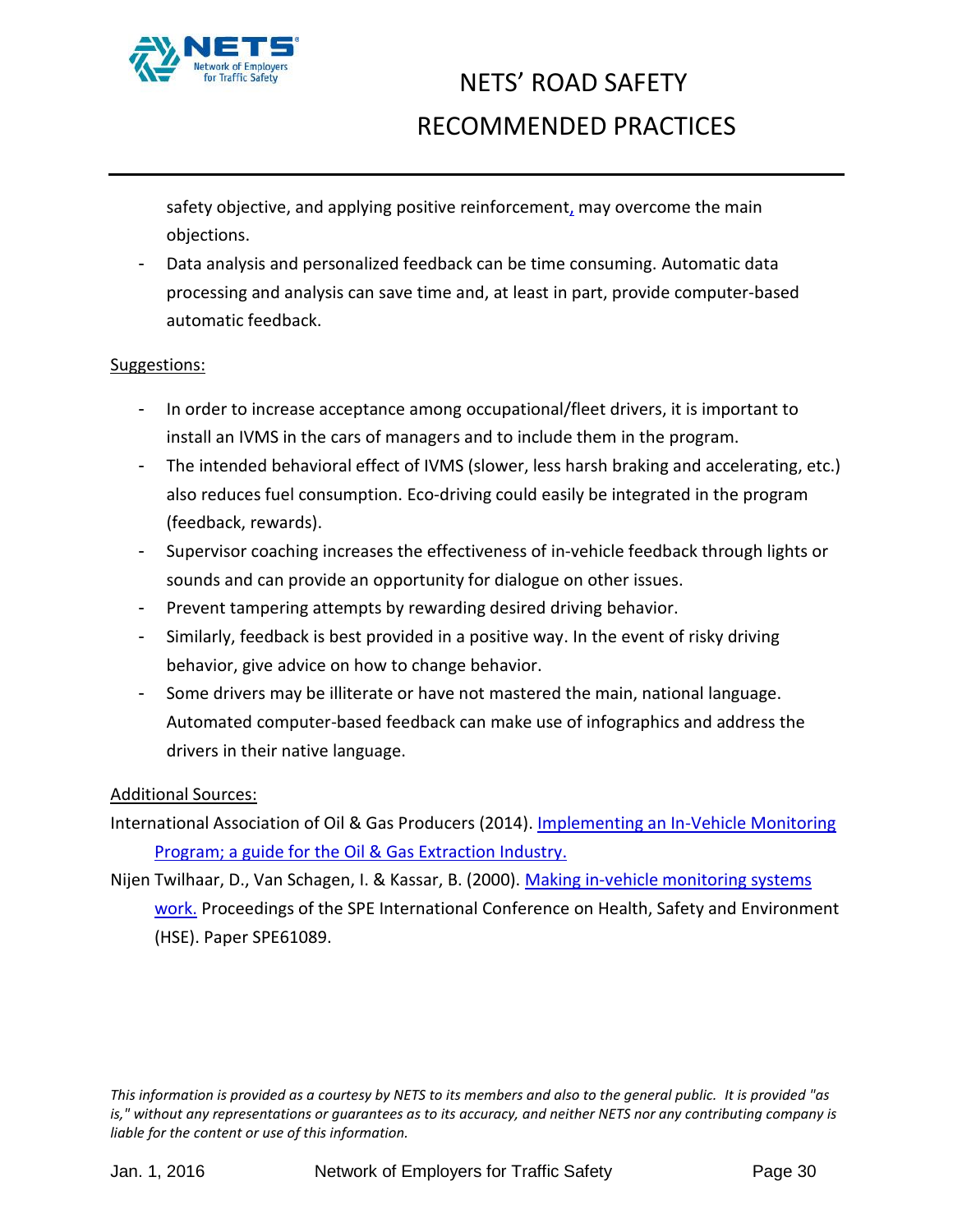safety objective, and applying positive reinforcement, may overcome the main objections.

- Data analysis and personalized feedback can be time consuming. Automatic data processing and analysis can save time and, at least in part, provide computer-based automatic feedback.

Suggestions:

- In order to increase acceptance among occupational/fleet drivers, it is important to install an IVMS in the cars of managers and to include them in the program.
- The intended behavioral effect of IVMS (slower, less harsh braking and accelerating, etc.) also reduces fuel consumption. Eco-driving could easily be integrated in the program (feedback, rewards).
- Supervisor coaching increases the effectiveness of in-vehicle feedback through lights or sounds and can provide an opportunity for dialogue on other issues.
- Prevent tampering attempts by rewarding desired driving behavior.
- Similarly, feedback is best provided in a positive way. In the event of risky driving behavior, give advice on how to change behavior.
- Some drivers may be illiterate or have not mastered the main, national language. Automated computer-based feedback can make use of infographics and address the drivers in their native language.

Additional Sources:

International Association of Oil & Gas Producers (2014). Implementing an In-Vehicle Monitoring Program; a guide for the Oil & Gas Extraction Industry.

Nijen Twilhaar, D., Van Schagen, I. & Kassar, B. (2000). Making in-vehicle monitoring systems work. Proceedings of the SPE International Conference on Health, Safety and Environment (HSE). Paper SPE61089.

*This information is provided as a courtesy by NETS to its members and also to the general public. It is provided "as is," without any representations or guarantees as to its accuracy, and neither NETS nor any contributing company is liable for the content or use of this information.*